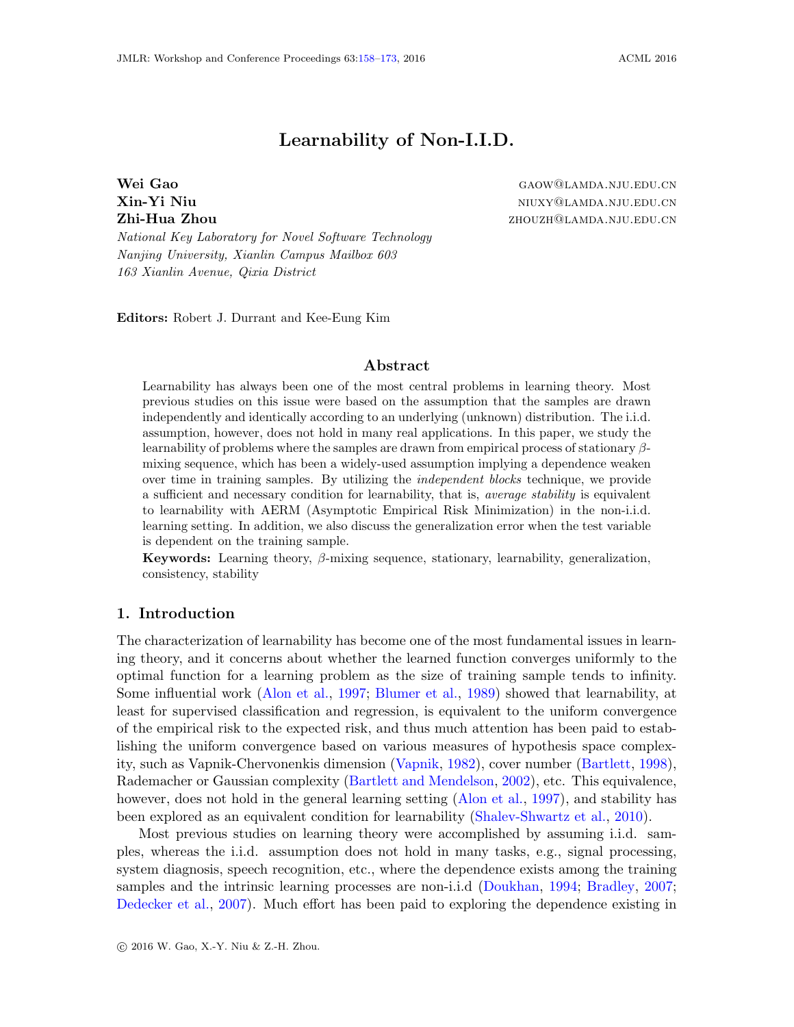# Learnability of Non-I.I.D.

**Wei Gao** GAOW@LAMDA.NJU.EDU.CN
**Xin-Yi Niu** NIUXY@LAMDA.NJU.EDU.CN
**Zhi-Hua Zhou** ZHOUZH@LAMDA.NJU.EDU.CN

*National Key Laboratory for Novel Software Technology*
*Nanjing University, Xianlin Campus Mailbox 603*
*163 Xianlin Avenue, Qixia District*

**Editors:** Robert J. Durrant and Kee-Eung Kim

## Abstract

Learnability has always been one of the most central problems in learning theory. Most previous studies on this issue were based on the assumption that the samples are drawn independently and identically according to an underlying (unknown) distribution. The i.i.d. assumption, however, does not hold in many real applications. In this paper, we study the learnability of problems where the samples are drawn from empirical process of stationary $\beta$-mixing sequence, which has been a widely-used assumption implying a dependence weaken over time in training samples. By utilizing the *independent blocks* technique, we provide a sufficient and necessary condition for learnability, that is, *average stability* is equivalent to learnability with AERM (Asymptotic Empirical Risk Minimization) in the non-i.i.d. learning setting. In addition, we also discuss the generalization error when the test variable is dependent on the training sample.

**Keywords:** Learning theory, $\beta$-mixing sequence, stationary, learnability, generalization, consistency, stability

## 1. Introduction

The characterization of learnability has become one of the most fundamental issues in learning theory, and it concerns about whether the learned function converges uniformly to the optimal function for a learning problem as the size of training sample tends to infinity. Some influential work (Alon et al., 1997; Blumer et al., 1989) showed that learnability, at least for supervised classification and regression, is equivalent to the uniform convergence of the empirical risk to the expected risk, and thus much attention has been paid to establishing the uniform convergence based on various measures of hypothesis space complexity, such as Vapnik-Chervonenkis dimension (Vapnik, 1982), cover number (Bartlett, 1998), Rademacher or Gaussian complexity (Bartlett and Mendelson, 2002), etc. This equivalence, however, does not hold in the general learning setting (Alon et al., 1997), and stability has been explored as an equivalent condition for learnability (Shalev-Shwartz et al., 2010).

Most previous studies on learning theory were accomplished by assuming i.i.d. samples, whereas the i.i.d. assumption does not hold in many tasks, e.g., signal processing, system diagnosis, speech recognition, etc., where the dependence exists among the training samples and the intrinsic learning processes are non-i.i.d (Doukhan, 1994; Bradley, 2007; Dedecker et al., 2007). Much effort has been paid to exploring the dependence existing in

© 2016 W. Gao, X.-Y. Niu & Z.-H. Zhou.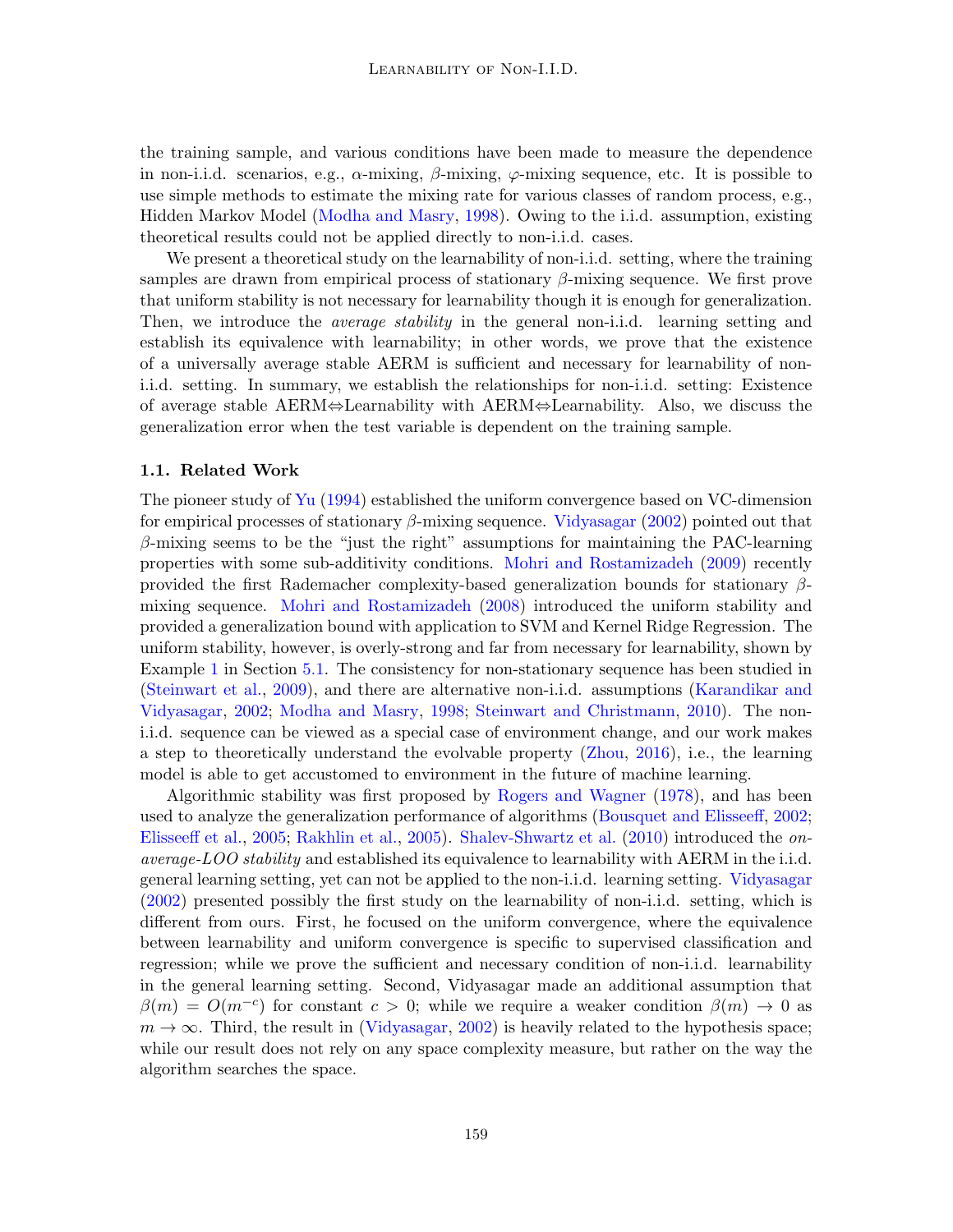the training sample, and various conditions have been made to measure the dependence in non-i.i.d. scenarios, e.g., $\alpha$-mixing, $\beta$-mixing, $\varphi$-mixing sequence, etc. It is possible to use simple methods to estimate the mixing rate for various classes of random process, e.g., Hidden Markov Model (Modha and Masry, 1998). Owing to the i.i.d. assumption, existing theoretical results could not be applied directly to non-i.i.d. cases.

We present a theoretical study on the learnability of non-i.i.d. setting, where the training samples are drawn from empirical process of stationary $\beta$-mixing sequence. We first prove that uniform stability is not necessary for learnability though it is enough for generalization. Then, we introduce the *average stability* in the general non-i.i.d. learning setting and establish its equivalence with learnability; in other words, we prove that the existence of a universally average stable AERM is sufficient and necessary for learnability of non-i.i.d. setting. In summary, we establish the relationships for non-i.i.d. setting: Existence of average stable AERM⇔Learnability with AERM⇔Learnability. Also, we discuss the generalization error when the test variable is dependent on the training sample.

### 1.1. Related Work

The pioneer study of Yu (1994) established the uniform convergence based on VC-dimension for empirical processes of stationary $\beta$-mixing sequence. Vidyasagar (2002) pointed out that $\beta$-mixing seems to be the "just the right" assumptions for maintaining the PAC-learning properties with some sub-additivity conditions. Mohri and Rostamizadeh (2009) recently provided the first Rademacher complexity-based generalization bounds for stationary $\beta$-mixing sequence. Mohri and Rostamizadeh (2008) introduced the uniform stability and provided a generalization bound with application to SVM and Kernel Ridge Regression. The uniform stability, however, is overly-strong and far from necessary for learnability, shown by Example 1 in Section 5.1. The consistency for non-stationary sequence has been studied in (Steinwart et al., 2009), and there are alternative non-i.i.d. assumptions (Karandikar and Vidyasagar, 2002; Modha and Masry, 1998; Steinwart and Christmann, 2010). The non-i.i.d. sequence can be viewed as a special case of environment change, and our work makes a step to theoretically understand the evolvable property (Zhou, 2016), i.e., the learning model is able to get accustomed to environment in the future of machine learning.

Algorithmic stability was first proposed by Rogers and Wagner (1978), and has been used to analyze the generalization performance of algorithms (Bousquet and Elisseeff, 2002; Elisseeff et al., 2005; Rakhlin et al., 2005). Shalev-Shwartz et al. (2010) introduced the *on-average-LOO stability* and established its equivalence to learnability with AERM in the i.i.d. general learning setting, yet can not be applied to the non-i.i.d. learning setting. Vidyasagar (2002) presented possibly the first study on the learnability of non-i.i.d. setting, which is different from ours. First, he focused on the uniform convergence, where the equivalence between learnability and uniform convergence is specific to supervised classification and regression; while we prove the sufficient and necessary condition of non-i.i.d. learnability in the general learning setting. Second, Vidyasagar made an additional assumption that $\beta(m) = O(m^{-c})$ for constant $c > 0$; while we require a weaker condition $\beta(m) \to 0$ as $m \to \infty$. Third, the result in (Vidyasagar, 2002) is heavily related to the hypothesis space; while our result does not rely on any space complexity measure, but rather on the way the algorithm searches the space.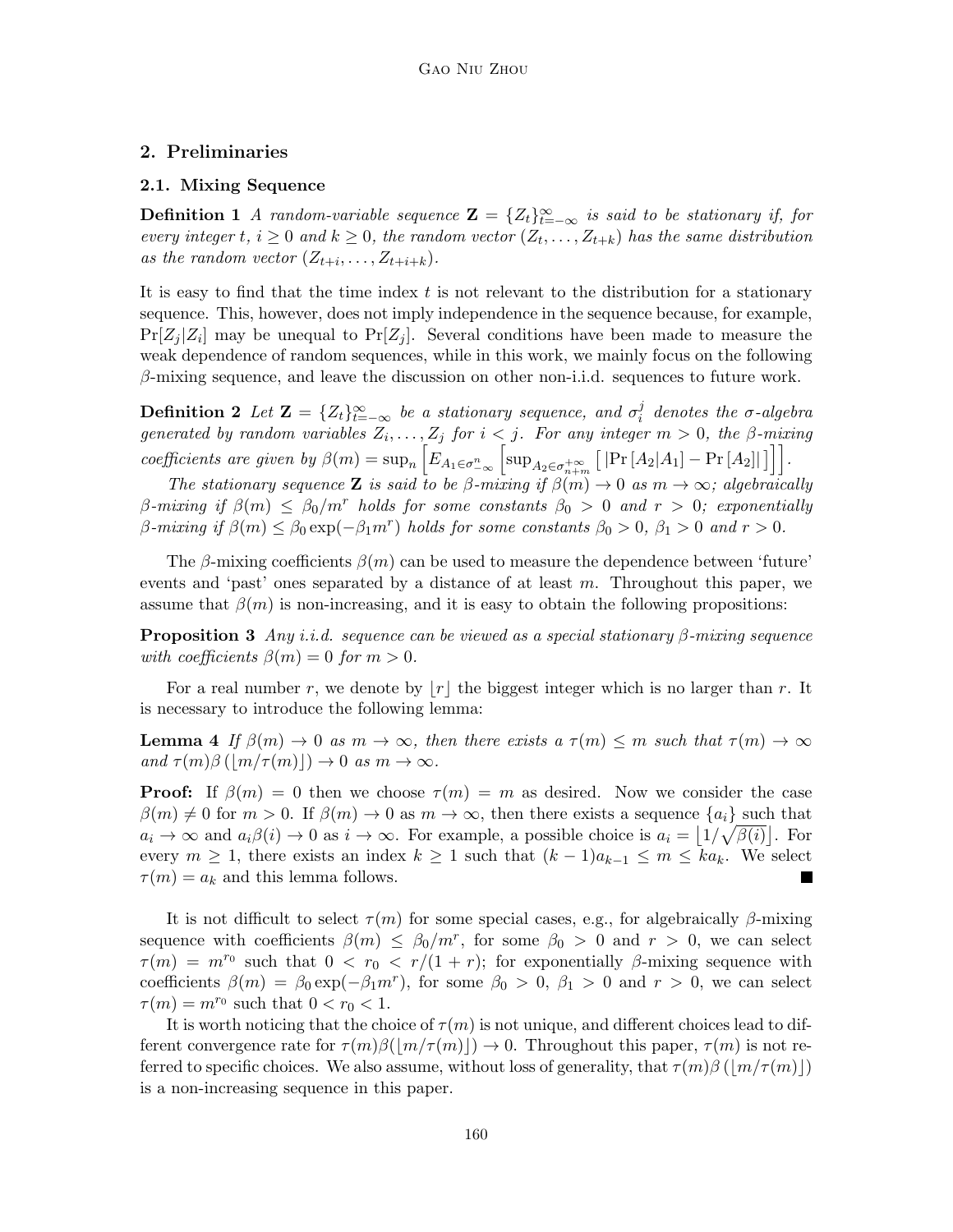## 2. Preliminaries

### 2.1. Mixing Sequence

**Definition 1** *A random-variable sequence $\mathbf{Z} = \{Z_t\}_{t=-\infty}^{\infty}$ is said to be stationary if, for every integer $t$, $i \geq 0$ and $k \geq 0$, the random vector $(Z_t, \dots, Z_{t+k})$ has the same distribution as the random vector $(Z_{t+i}, \dots, Z_{t+i+k})$.*

It is easy to find that the time index $t$ is not relevant to the distribution for a stationary sequence. This, however, does not imply independence in the sequence because, for example, $\Pr[Z_j|Z_i]$ may be unequal to $\Pr[Z_j]$. Several conditions have been made to measure the weak dependence of random sequences, while in this work, we mainly focus on the following $\beta$-mixing sequence, and leave the discussion on other non-i.i.d. sequences to future work.

**Definition 2** *Let $\mathbf{Z} = \{Z_t\}_{t=-\infty}^{\infty}$ be a stationary sequence, and $\sigma_i^j$ denotes the $\sigma$-algebra generated by random variables $Z_i, \dots, Z_j$ for $i < j$. For any integer $m > 0$, the $\beta$-mixing coefficients are given by $\beta(m) = \sup_n \left[ E_{A_1 \in \sigma_{-\infty}^n} \left[ \sup_{A_2 \in \sigma_{n+m}^{+\infty}} \left[ |\Pr[A_2|A_1] - \Pr[A_2]| \right] \right] \right]$.*

*The stationary sequence $\mathbf{Z}$ is said to be $\beta$-mixing if $\beta(m) \to 0$ as $m \to \infty$; algebraically $\beta$-mixing if $\beta(m) \leq \beta_0/m^r$ holds for some constants $\beta_0 > 0$ and $r > 0$; exponentially $\beta$-mixing if $\beta(m) \leq \beta_0 \exp(-\beta_1 m^r)$ holds for some constants $\beta_0 > 0$, $\beta_1 > 0$ and $r > 0$.*

The $\beta$-mixing coefficients $\beta(m)$ can be used to measure the dependence between 'future' events and 'past' ones separated by a distance of at least $m$. Throughout this paper, we assume that $\beta(m)$ is non-increasing, and it is easy to obtain the following propositions:

**Proposition 3** *Any i.i.d. sequence can be viewed as a special stationary $\beta$-mixing sequence with coefficients $\beta(m) = 0$ for $m > 0$.*

For a real number $r$, we denote by $\lfloor r \rfloor$ the biggest integer which is no larger than $r$. It is necessary to introduce the following lemma:

**Lemma 4** *If $\beta(m) \to 0$ as $m \to \infty$, then there exists a $\tau(m) \leq m$ such that $\tau(m) \to \infty$ and $\tau(m)\beta(\lfloor m/\tau(m) \rfloor) \to 0$ as $m \to \infty$.*

**Proof:** If $\beta(m) = 0$ then we choose $\tau(m) = m$ as desired. Now we consider the case $\beta(m) \neq 0$ for $m > 0$. If $\beta(m) \to 0$ as $m \to \infty$, then there exists a sequence $\{a_i\}$ such that $a_i \to \infty$ and $a_i \beta(i) \to 0$ as $i \to \infty$. For example, a possible choice is $a_i = \lfloor 1/\sqrt{\beta(i)} \rfloor$. For every $m \geq 1$, there exists an index $k \geq 1$ such that $(k-1)a_{k-1} \leq m \leq k a_k$. We select $\tau(m) = a_k$ and this lemma follows. ■

It is not difficult to select $\tau(m)$ for some special cases, e.g., for algebraically $\beta$-mixing sequence with coefficients $\beta(m) \leq \beta_0/m^r$, for some $\beta_0 > 0$ and $r > 0$, we can select $\tau(m) = m^{r_0}$ such that $0 < r_0 < r/(1+r)$; for exponentially $\beta$-mixing sequence with coefficients $\beta(m) = \beta_0 \exp(-\beta_1 m^r)$, for some $\beta_0 > 0$, $\beta_1 > 0$ and $r > 0$, we can select $\tau(m) = m^{r_0}$ such that $0 < r_0 < 1$.

It is worth noticing that the choice of $\tau(m)$ is not unique, and different choices lead to different convergence rate for $\tau(m)\beta(\lfloor m/\tau(m) \rfloor) \to 0$. Throughout this paper, $\tau(m)$ is not referred to specific choices. We also assume, without loss of generality, that $\tau(m)\beta(\lfloor m/\tau(m) \rfloor)$ is a non-increasing sequence in this paper.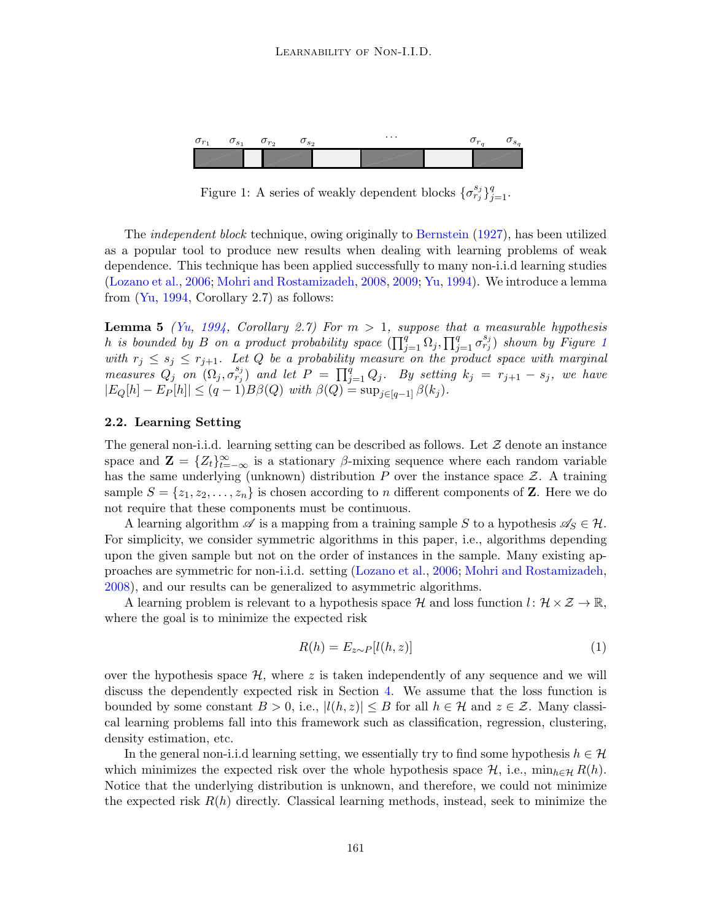Figure 1: A series of weakly dependent blocks $\{\sigma_{r_j}^{s_j}\}_{j=1}^{q}$.

The *independent block* technique, owing originally to Bernstein (1927), has been utilized as a popular tool to produce new results when dealing with learning problems of weak dependence. This technique has been applied successfully to many non-i.i.d learning studies (Lozano et al., 2006; Mohri and Rostamizadeh, 2008, 2009; Yu, 1994). We introduce a lemma from (Yu, 1994, Corollary 2.7) as follows:

**Lemma 5** *(Yu, 1994, Corollary 2.7) For $m > 1$, suppose that a measurable hypothesis $h$ is bounded by $B$ on a product probability space $(\prod_{j=1}^{q} \Omega_j, \prod_{j=1}^{q} \sigma_{r_j}^{s_j})$ shown by Figure 1 with $r_j \leq s_j \leq r_{j+1}$. Let $Q$ be a probability measure on the product space with marginal measures $Q_j$ on $(\Omega_j, \sigma_{r_j}^{s_j})$ and let $P = \prod_{j=1}^{q} Q_j$. By setting $k_j = r_{j+1} - s_j$, we have $|E_Q[h] - E_P[h]| \leq (q-1)B\beta(Q)$ with $\beta(Q) = \sup_{j \in [q-1]} \beta(k_j)$.*

### 2.2. Learning Setting

The general non-i.i.d. learning setting can be described as follows. Let $\mathcal{Z}$ denote an instance space and $\mathbf{Z} = \{Z_t\}_{t=-\infty}^{\infty}$ is a stationary $\beta$-mixing sequence where each random variable has the same underlying (unknown) distribution $P$ over the instance space $\mathcal{Z}$. A training sample $S = \{z_1, z_2, \ldots, z_n\}$ is chosen according to $n$ different components of $\mathbf{Z}$. Here we do not require that these components must be continuous.

A learning algorithm $\mathscr{A}$ is a mapping from a training sample $S$ to a hypothesis $\mathscr{A}_S \in \mathcal{H}$. For simplicity, we consider symmetric algorithms in this paper, i.e., algorithms depending upon the given sample but not on the order of instances in the sample. Many existing approaches are symmetric for non-i.i.d. setting (Lozano et al., 2006; Mohri and Rostamizadeh, 2008), and our results can be generalized to asymmetric algorithms.

A learning problem is relevant to a hypothesis space $\mathcal{H}$ and loss function $l \colon \mathcal{H} \times \mathcal{Z} \to \mathbb{R}$, where the goal is to minimize the expected risk

$$R(h) = E_{z \sim P}[l(h, z)] \tag{1}$$

over the hypothesis space $\mathcal{H}$, where $z$ is taken independently of any sequence and we will discuss the dependently expected risk in Section 4. We assume that the loss function is bounded by some constant $B > 0$, i.e., $|l(h, z)| \leq B$ for all $h \in \mathcal{H}$ and $z \in \mathcal{Z}$. Many classical learning problems fall into this framework such as classification, regression, clustering, density estimation, etc.

In the general non-i.i.d learning setting, we essentially try to find some hypothesis $h \in \mathcal{H}$ which minimizes the expected risk over the whole hypothesis space $\mathcal{H}$, i.e., $\min_{h \in \mathcal{H}} R(h)$. Notice that the underlying distribution is unknown, and therefore, we could not minimize the expected risk $R(h)$ directly. Classical learning methods, instead, seek to minimize the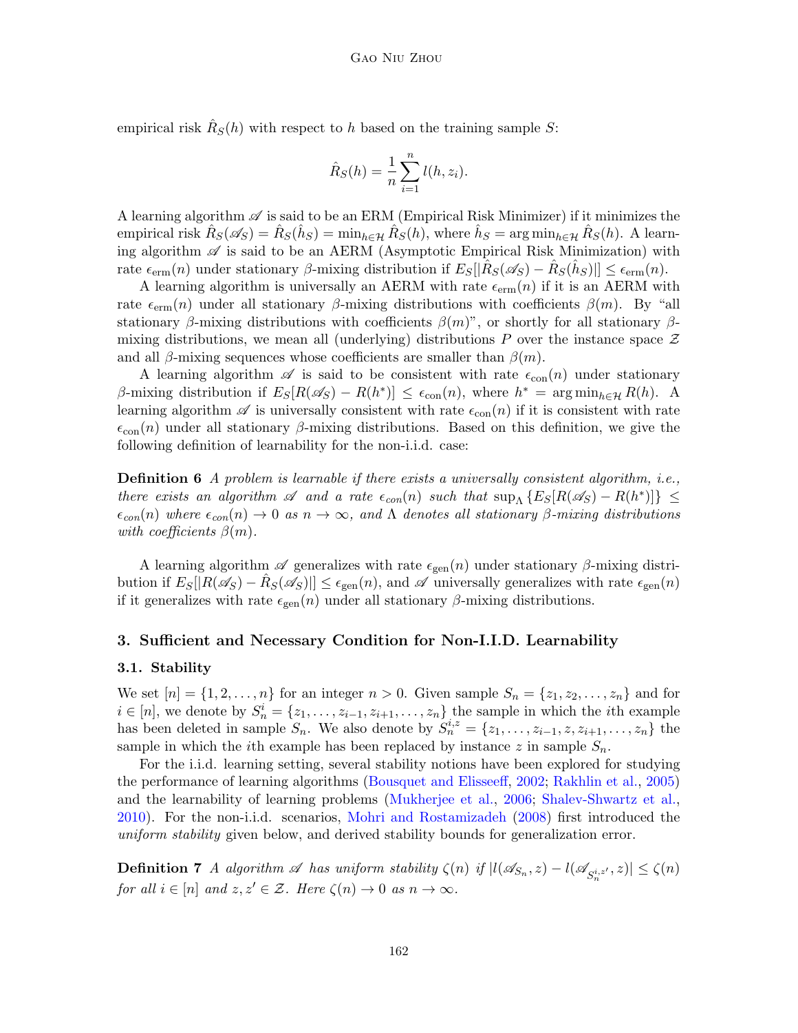empirical risk $\hat{R}_S(h)$ with respect to $h$ based on the training sample $S$:

$$\hat{R}_S(h) = \frac{1}{n}\sum_{i=1}^{n} l(h, z_i).$$

A learning algorithm $\mathscr{A}$ is said to be an ERM (Empirical Risk Minimizer) if it minimizes the empirical risk $\hat{R}_S(\mathscr{A}_S) = \hat{R}_S(\hat{h}_S) = \min_{h\in\mathcal{H}} \hat{R}_S(h)$, where $\hat{h}_S = \arg\min_{h\in\mathcal{H}} \hat{R}_S(h)$. A learning algorithm $\mathscr{A}$ is said to be an AERM (Asymptotic Empirical Risk Minimization) with rate $\epsilon_{\text{erm}}(n)$ under stationary $\beta$-mixing distribution if $E_S[|\hat{R}_S(\mathscr{A}_S) - \hat{R}_S(\hat{h}_S)|] \leq \epsilon_{\text{erm}}(n)$.

A learning algorithm is universally an AERM with rate $\epsilon_{\text{erm}}(n)$ if it is an AERM with rate $\epsilon_{\text{erm}}(n)$ under all stationary $\beta$-mixing distributions with coefficients $\beta(m)$. By "all stationary $\beta$-mixing distributions with coefficients $\beta(m)$", or shortly for all stationary $\beta$-mixing distributions, we mean all (underlying) distributions $P$ over the instance space $\mathcal{Z}$ and all $\beta$-mixing sequences whose coefficients are smaller than $\beta(m)$.

A learning algorithm $\mathscr{A}$ is said to be consistent with rate $\epsilon_{\text{con}}(n)$ under stationary $\beta$-mixing distribution if $E_S[R(\mathscr{A}_S) - R(h^*)] \leq \epsilon_{\text{con}}(n)$, where $h^* = \arg\min_{h\in\mathcal{H}} R(h)$. A learning algorithm $\mathscr{A}$ is universally consistent with rate $\epsilon_{\text{con}}(n)$ if it is consistent with rate $\epsilon_{\text{con}}(n)$ under all stationary $\beta$-mixing distributions. Based on this definition, we give the following definition of learnability for the non-i.i.d. case:

**Definition 6** *A problem is learnable if there exists a universally consistent algorithm, i.e., there exists an algorithm $\mathscr{A}$ and a rate $\epsilon_{con}(n)$ such that $\sup_\Lambda \{E_S[R(\mathscr{A}_S) - R(h^*)]\} \leq \epsilon_{con}(n)$ where $\epsilon_{con}(n) \to 0$ as $n \to \infty$, and $\Lambda$ denotes all stationary $\beta$-mixing distributions with coefficients $\beta(m)$.*

A learning algorithm $\mathscr{A}$ generalizes with rate $\epsilon_{\text{gen}}(n)$ under stationary $\beta$-mixing distribution if $E_S[|R(\mathscr{A}_S) - \hat{R}_S(\mathscr{A}_S)|] \leq \epsilon_{\text{gen}}(n)$, and $\mathscr{A}$ universally generalizes with rate $\epsilon_{\text{gen}}(n)$ if it generalizes with rate $\epsilon_{\text{gen}}(n)$ under all stationary $\beta$-mixing distributions.

## 3. Sufficient and Necessary Condition for Non-I.I.D. Learnability

### 3.1. Stability

We set $[n] = \{1, 2, \ldots, n\}$ for an integer $n > 0$. Given sample $S_n = \{z_1, z_2, \ldots, z_n\}$ and for $i \in [n]$, we denote by $S_n^i = \{z_1, \ldots, z_{i-1}, z_{i+1}, \ldots, z_n\}$ the sample in which the $i$th example has been deleted in sample $S_n$. We also denote by $S_n^{i,z} = \{z_1, \ldots, z_{i-1}, z, z_{i+1}, \ldots, z_n\}$ the sample in which the $i$th example has been replaced by instance $z$ in sample $S_n$.

For the i.i.d. learning setting, several stability notions have been explored for studying the performance of learning algorithms (Bousquet and Elisseeff, 2002; Rakhlin et al., 2005) and the learnability of learning problems (Mukherjee et al., 2006; Shalev-Shwartz et al., 2010). For the non-i.i.d. scenarios, Mohri and Rostamizadeh (2008) first introduced the *uniform stability* given below, and derived stability bounds for generalization error.

**Definition 7** *An algorithm $\mathscr{A}$ has uniform stability $\zeta(n)$ if $|l(\mathscr{A}_{S_n}, z) - l(\mathscr{A}_{S_n^{i,z'}}, z)| \leq \zeta(n)$ for all $i \in [n]$ and $z, z' \in \mathcal{Z}$. Here $\zeta(n) \to 0$ as $n \to \infty$.*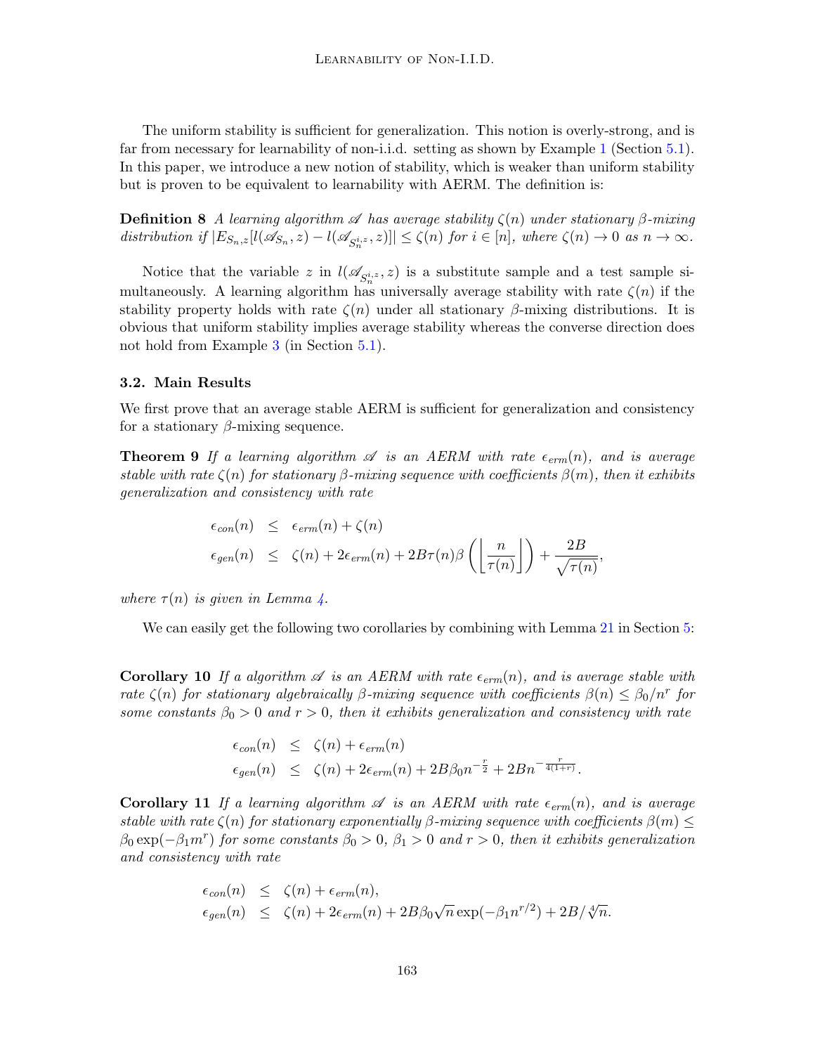The uniform stability is sufficient for generalization. This notion is overly-strong, and is far from necessary for learnability of non-i.i.d. setting as shown by Example 1 (Section 5.1). In this paper, we introduce a new notion of stability, which is weaker than uniform stability but is proven to be equivalent to learnability with AERM. The definition is:

**Definition 8** *A learning algorithm $\mathscr{A}$ has average stability $\zeta(n)$ under stationary $\beta$-mixing distribution if $|E_{S_n,z}[l(\mathscr{A}_{S_n}, z) - l(\mathscr{A}_{S_n^{i,z}}, z)]| \leq \zeta(n)$ for $i \in [n]$, where $\zeta(n) \to 0$ as $n \to \infty$.*

Notice that the variable $z$ in $l(\mathscr{A}_{S_n^{i,z}}, z)$ is a substitute sample and a test sample simultaneously. A learning algorithm has universally average stability with rate $\zeta(n)$ if the stability property holds with rate $\zeta(n)$ under all stationary $\beta$-mixing distributions. It is obvious that uniform stability implies average stability whereas the converse direction does not hold from Example 3 (in Section 5.1).

### 3.2. Main Results

We first prove that an average stable AERM is sufficient for generalization and consistency for a stationary $\beta$-mixing sequence.

**Theorem 9** *If a learning algorithm $\mathscr{A}$ is an AERM with rate $\epsilon_{erm}(n)$, and is average stable with rate $\zeta(n)$ for stationary $\beta$-mixing sequence with coefficients $\beta(m)$, then it exhibits generalization and consistency with rate*

$$
\begin{aligned}
\epsilon_{con}(n) &\leq \epsilon_{erm}(n) + \zeta(n) \\
\epsilon_{gen}(n) &\leq \zeta(n) + 2\epsilon_{erm}(n) + 2B\tau(n)\beta\left(\left\lfloor \frac{n}{\tau(n)} \right\rfloor\right) + \frac{2B}{\sqrt{\tau(n)}},
\end{aligned}
$$

*where $\tau(n)$ is given in Lemma 4.*

We can easily get the following two corollaries by combining with Lemma 21 in Section 5:

**Corollary 10** *If a algorithm $\mathscr{A}$ is an AERM with rate $\epsilon_{erm}(n)$, and is average stable with rate $\zeta(n)$ for stationary algebraically $\beta$-mixing sequence with coefficients $\beta(n) \leq \beta_0/n^r$ for some constants $\beta_0 > 0$ and $r > 0$, then it exhibits generalization and consistency with rate*

$$
\begin{aligned}
\epsilon_{con}(n) &\leq \zeta(n) + \epsilon_{erm}(n) \\
\epsilon_{gen}(n) &\leq \zeta(n) + 2\epsilon_{erm}(n) + 2B\beta_0 n^{-\frac{r}{2}} + 2Bn^{-\frac{r}{4(1+r)}}.
\end{aligned}
$$

**Corollary 11** *If a learning algorithm $\mathscr{A}$ is an AERM with rate $\epsilon_{erm}(n)$, and is average stable with rate $\zeta(n)$ for stationary exponentially $\beta$-mixing sequence with coefficients $\beta(m) \leq \beta_0 \exp(-\beta_1 m^r)$ for some constants $\beta_0 > 0$, $\beta_1 > 0$ and $r > 0$, then it exhibits generalization and consistency with rate*

$$
\begin{aligned}
\epsilon_{con}(n) &\leq \zeta(n) + \epsilon_{erm}(n), \\
\epsilon_{gen}(n) &\leq \zeta(n) + 2\epsilon_{erm}(n) + 2B\beta_0\sqrt{n}\exp(-\beta_1 n^{r/2}) + 2B/\sqrt[4]{n}.
\end{aligned}
$$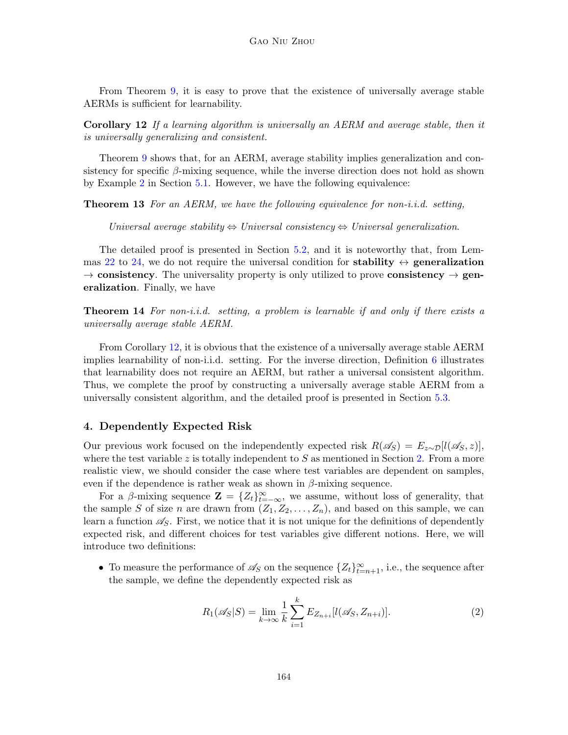From Theorem 9, it is easy to prove that the existence of universally average stable AERMs is sufficient for learnability.

**Corollary 12** *If a learning algorithm is universally an AERM and average stable, then it is universally generalizing and consistent.*

Theorem 9 shows that, for an AERM, average stability implies generalization and consistency for specific $\beta$-mixing sequence, while the inverse direction does not hold as shown by Example 2 in Section 5.1. However, we have the following equivalence:

**Theorem 13** *For an AERM, we have the following equivalence for non-i.i.d. setting,*

*Universal average stability* $\Leftrightarrow$ *Universal consistency* $\Leftrightarrow$ *Universal generalization.*

The detailed proof is presented in Section 5.2, and it is noteworthy that, from Lemmas 22 to 24, we do not require the universal condition for **stability** $\leftrightarrow$ **generalization** $\rightarrow$ **consistency**. The universality property is only utilized to prove **consistency** $\rightarrow$ **generalization**. Finally, we have

**Theorem 14** *For non-i.i.d. setting, a problem is learnable if and only if there exists a universally average stable AERM.*

From Corollary 12, it is obvious that the existence of a universally average stable AERM implies learnability of non-i.i.d. setting. For the inverse direction, Definition 6 illustrates that learnability does not require an AERM, but rather a universal consistent algorithm. Thus, we complete the proof by constructing a universally average stable AERM from a universally consistent algorithm, and the detailed proof is presented in Section 5.3.

## 4. Dependently Expected Risk

Our previous work focused on the independently expected risk $R(\mathscr{A}_S) = E_{z\sim\mathcal{D}}[l(\mathscr{A}_S, z)]$, where the test variable $z$ is totally independent to $S$ as mentioned in Section 2. From a more realistic view, we should consider the case where test variables are dependent on samples, even if the dependence is rather weak as shown in $\beta$-mixing sequence.

For a $\beta$-mixing sequence $\mathbf{Z} = \{Z_t\}_{t=-\infty}^{\infty}$, we assume, without loss of generality, that the sample $S$ of size $n$ are drawn from $(Z_1, Z_2, \ldots, Z_n)$, and based on this sample, we can learn a function $\mathscr{A}_S$. First, we notice that it is not unique for the definitions of dependently expected risk, and different choices for test variables give different notions. Here, we will introduce two definitions:

- To measure the performance of $\mathscr{A}_S$ on the sequence $\{Z_t\}_{t=n+1}^{\infty}$, i.e., the sequence after the sample, we define the dependently expected risk as

$$R_1(\mathscr{A}_S|S) = \lim_{k\to\infty} \frac{1}{k}\sum_{i=1}^{k} E_{Z_{n+i}}[l(\mathscr{A}_S, Z_{n+i})]. \tag{2}$$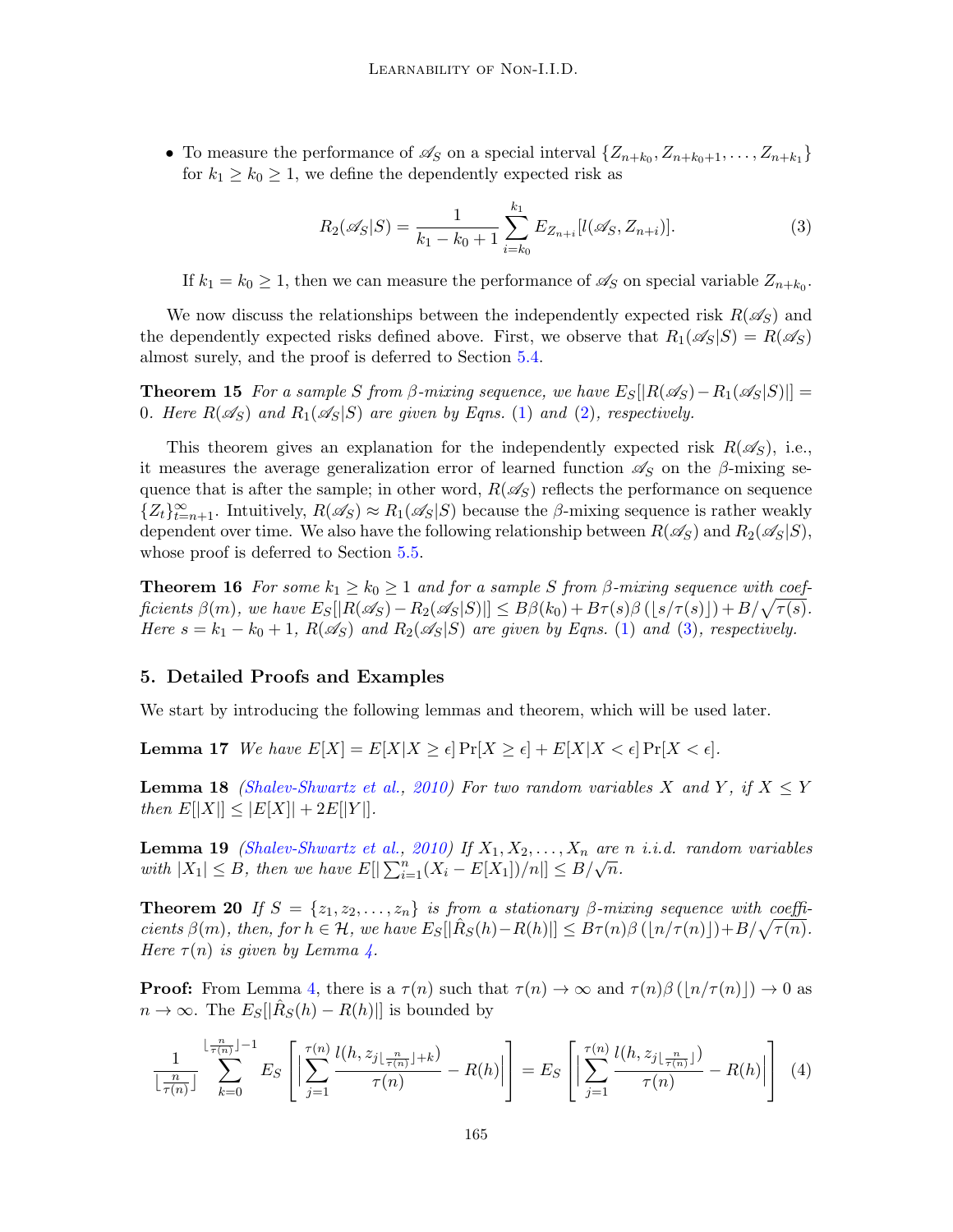- To measure the performance of $\mathscr{A}_S$ on a special interval $\{Z_{n+k_0}, Z_{n+k_0+1}, \ldots, Z_{n+k_1}\}$ for $k_1 \geq k_0 \geq 1$, we define the dependently expected risk as

$$R_2(\mathscr{A}_S|S) = \frac{1}{k_1 - k_0 + 1} \sum_{i=k_0}^{k_1} E_{Z_{n+i}}[l(\mathscr{A}_S, Z_{n+i})]. \tag{3}$$

  If $k_1 = k_0 \geq 1$, then we can measure the performance of $\mathscr{A}_S$ on special variable $Z_{n+k_0}$.

We now discuss the relationships between the independently expected risk $R(\mathscr{A}_S)$ and the dependently expected risks defined above. First, we observe that $R_1(\mathscr{A}_S|S) = R(\mathscr{A}_S)$ almost surely, and the proof is deferred to Section 5.4.

**Theorem 15** *For a sample $S$ from $\beta$-mixing sequence, we have $E_S[|R(\mathscr{A}_S) - R_1(\mathscr{A}_S|S)|] = 0$. Here $R(\mathscr{A}_S)$ and $R_1(\mathscr{A}_S|S)$ are given by Eqns. (1) and (2), respectively.*

This theorem gives an explanation for the independently expected risk $R(\mathscr{A}_S)$, i.e., it measures the average generalization error of learned function $\mathscr{A}_S$ on the $\beta$-mixing sequence that is after the sample; in other word, $R(\mathscr{A}_S)$ reflects the performance on sequence $\{Z_t\}_{t=n+1}^{\infty}$. Intuitively, $R(\mathscr{A}_S) \approx R_1(\mathscr{A}_S|S)$ because the $\beta$-mixing sequence is rather weakly dependent over time. We also have the following relationship between $R(\mathscr{A}_S)$ and $R_2(\mathscr{A}_S|S)$, whose proof is deferred to Section 5.5.

**Theorem 16** *For some $k_1 \geq k_0 \geq 1$ and for a sample $S$ from $\beta$-mixing sequence with coefficients $\beta(m)$, we have $E_S[|R(\mathscr{A}_S) - R_2(\mathscr{A}_S|S)|] \leq B\beta(k_0) + B\tau(s)\beta(\lfloor s/\tau(s)\rfloor) + B/\sqrt{\tau(s)}$. Here $s = k_1 - k_0 + 1$, $R(\mathscr{A}_S)$ and $R_2(\mathscr{A}_S|S)$ are given by Eqns. (1) and (3), respectively.*

## 5. Detailed Proofs and Examples

We start by introducing the following lemmas and theorem, which will be used later.

**Lemma 17** *We have $E[X] = E[X|X \geq \epsilon]\Pr[X \geq \epsilon] + E[X|X < \epsilon]\Pr[X < \epsilon]$.*

**Lemma 18** *(Shalev-Shwartz et al., 2010) For two random variables $X$ and $Y$, if $X \leq Y$ then $E[|X|] \leq |E[X]| + 2E[|Y|]$.*

**Lemma 19** *(Shalev-Shwartz et al., 2010) If $X_1, X_2, \ldots, X_n$ are $n$ i.i.d. random variables with $|X_1| \leq B$, then we have $E[|\sum_{i=1}^{n}(X_i - E[X_1])/n|] \leq B/\sqrt{n}$.*

**Theorem 20** *If $S = \{z_1, z_2, \ldots, z_n\}$ is from a stationary $\beta$-mixing sequence with coefficients $\beta(m)$, then, for $h \in \mathcal{H}$, we have $E_S[|\hat{R}_S(h) - R(h)|] \leq B\tau(n)\beta(\lfloor n/\tau(n)\rfloor) + B/\sqrt{\tau(n)}$. Here $\tau(n)$ is given by Lemma 4.*

**Proof:** From Lemma 4, there is a $\tau(n)$ such that $\tau(n) \to \infty$ and $\tau(n)\beta(\lfloor n/\tau(n)\rfloor) \to 0$ as $n \to \infty$. The $E_S[|\hat{R}_S(h) - R(h)|]$ is bounded by

$$\frac{1}{\lfloor \frac{n}{\tau(n)} \rfloor} \sum_{k=0}^{\lfloor \frac{n}{\tau(n)} \rfloor - 1} E_S\left[\Big|\sum_{j=1}^{\tau(n)} \frac{l(h, z_{j\lfloor \frac{n}{\tau(n)} \rfloor + k})}{\tau(n)} - R(h)\Big|\right] = E_S\left[\Big|\sum_{j=1}^{\tau(n)} \frac{l(h, z_{j\lfloor \frac{n}{\tau(n)} \rfloor})}{\tau(n)} - R(h)\Big|\right] \tag{4}$$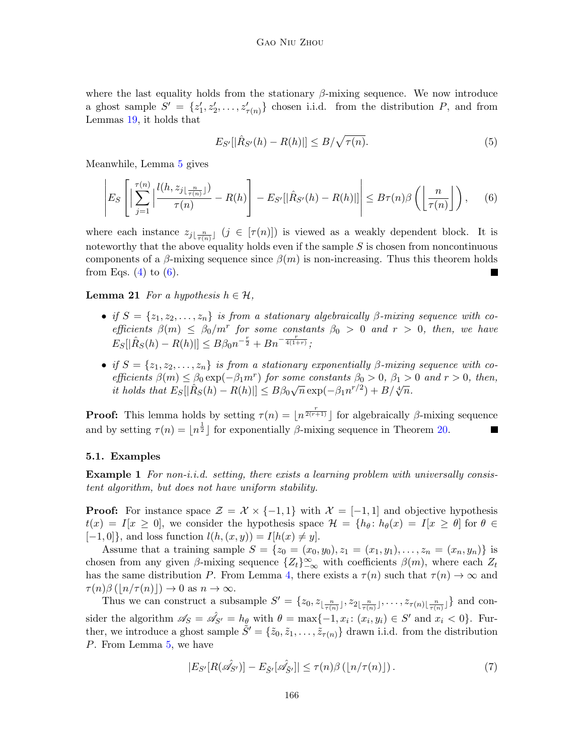where the last equality holds from the stationary $\beta$-mixing sequence. We now introduce a ghost sample $S' = \{z'_1, z'_2, \ldots, z'_{\tau(n)}\}$ chosen i.i.d. from the distribution $P$, and from Lemmas 19, it holds that

$$E_{S'}[|\hat{R}_{S'}(h) - R(h)|] \leq B/\sqrt{\tau(n)}. \tag{5}$$

Meanwhile, Lemma 5 gives

$$\left| E_S \left[ \Big| \sum_{j=1}^{\tau(n)} \Big| \frac{l(h, z_{j\lfloor \frac{n}{\tau(n)} \rfloor})}{\tau(n)} - R(h) \right] - E_{S'}[|\hat{R}_{S'}(h) - R(h)|] \right| \leq B\tau(n)\beta\left( \left\lfloor \frac{n}{\tau(n)} \right\rfloor \right), \tag{6}$$

where each instance $z_{j\lfloor \frac{n}{\tau(n)} \rfloor}$ ($j \in [\tau(n)]$) is viewed as a weakly dependent block. It is noteworthy that the above equality holds even if the sample $S$ is chosen from noncontinuous components of a $\beta$-mixing sequence since $\beta(m)$ is non-increasing. Thus this theorem holds from Eqs. (4) to (6). ■

**Lemma 21** *For a hypothesis $h \in \mathcal{H}$,*

- *if $S = \{z_1, z_2, \ldots, z_n\}$ is from a stationary algebraically $\beta$-mixing sequence with coefficients $\beta(m) \leq \beta_0/m^r$ for some constants $\beta_0 > 0$ and $r > 0$, then, we have $E_S[|\hat{R}_S(h) - R(h)|] \leq B\beta_0 n^{-\frac{r}{2}} + Bn^{-\frac{r}{4(1+r)}}$;*
- *if $S = \{z_1, z_2, \ldots, z_n\}$ is from a stationary exponentially $\beta$-mixing sequence with coefficients $\beta(m) \leq \beta_0 \exp(-\beta_1 m^r)$ for some constants $\beta_0 > 0$, $\beta_1 > 0$ and $r > 0$, then, it holds that $E_S[|\hat{R}_S(h) - R(h)|] \leq B\beta_0\sqrt{n}\exp(-\beta_1 n^{r/2}) + B/\sqrt[4]{n}$.*

**Proof:** This lemma holds by setting $\tau(n) = \lfloor n^{\frac{r}{2(r+1)}} \rfloor$ for algebraically $\beta$-mixing sequence and by setting $\tau(n) = \lfloor n^{\frac{1}{2}} \rfloor$ for exponentially $\beta$-mixing sequence in Theorem 20. ■

### 5.1. Examples

**Example 1** *For non-i.i.d. setting, there exists a learning problem with universally consistent algorithm, but does not have uniform stability.*

**Proof:** For instance space $\mathcal{Z} = \mathcal{X} \times \{-1, 1\}$ with $\mathcal{X} = [-1, 1]$ and objective hypothesis $t(x) = I[x \geq 0]$, we consider the hypothesis space $\mathcal{H} = \{h_\theta \colon h_\theta(x) = I[x \geq \theta] \text{ for } \theta \in [-1, 0]\}$, and loss function $l(h, (x, y)) = I[h(x) \neq y]$.

Assume that a training sample $S = \{z_0 = (x_0, y_0), z_1 = (x_1, y_1), \ldots, z_n = (x_n, y_n)\}$ is chosen from any given $\beta$-mixing sequence $\{Z_t\}_{-\infty}^{\infty}$ with coefficients $\beta(m)$, where each $Z_t$ has the same distribution $P$. From Lemma 4, there exists a $\tau(n)$ such that $\tau(n) \to \infty$ and $\tau(n)\beta(\lfloor n/\tau(n) \rfloor) \to 0$ as $n \to \infty$.

Thus we can construct a subsample $S' = \{z_0, z_{\lfloor \frac{n}{\tau(n)} \rfloor}, z_{2\lfloor \frac{n}{\tau(n)} \rfloor}, \ldots, z_{\tau(n)\lfloor \frac{n}{\tau(n)} \rfloor}\}$ and consider the algorithm $\mathscr{A}_S = \hat{\mathscr{A}}_{S'} = h_\theta$ with $\theta = \max\{-1, x_i \colon (x_i, y_i) \in S' \text{ and } x_i < 0\}$. Further, we introduce a ghost sample $\tilde{S}' = \{\tilde{z}_0, \tilde{z}_1, \ldots, \tilde{z}_{\tau(n)}\}$ drawn i.i.d. from the distribution $P$. From Lemma 5, we have

$$|E_{S'}[R(\hat{\mathscr{A}}_{S'})] - E_{\tilde{S}'}[\hat{\mathscr{A}}_{\tilde{S}'}]| \leq \tau(n)\beta(\lfloor n/\tau(n) \rfloor). \tag{7}$$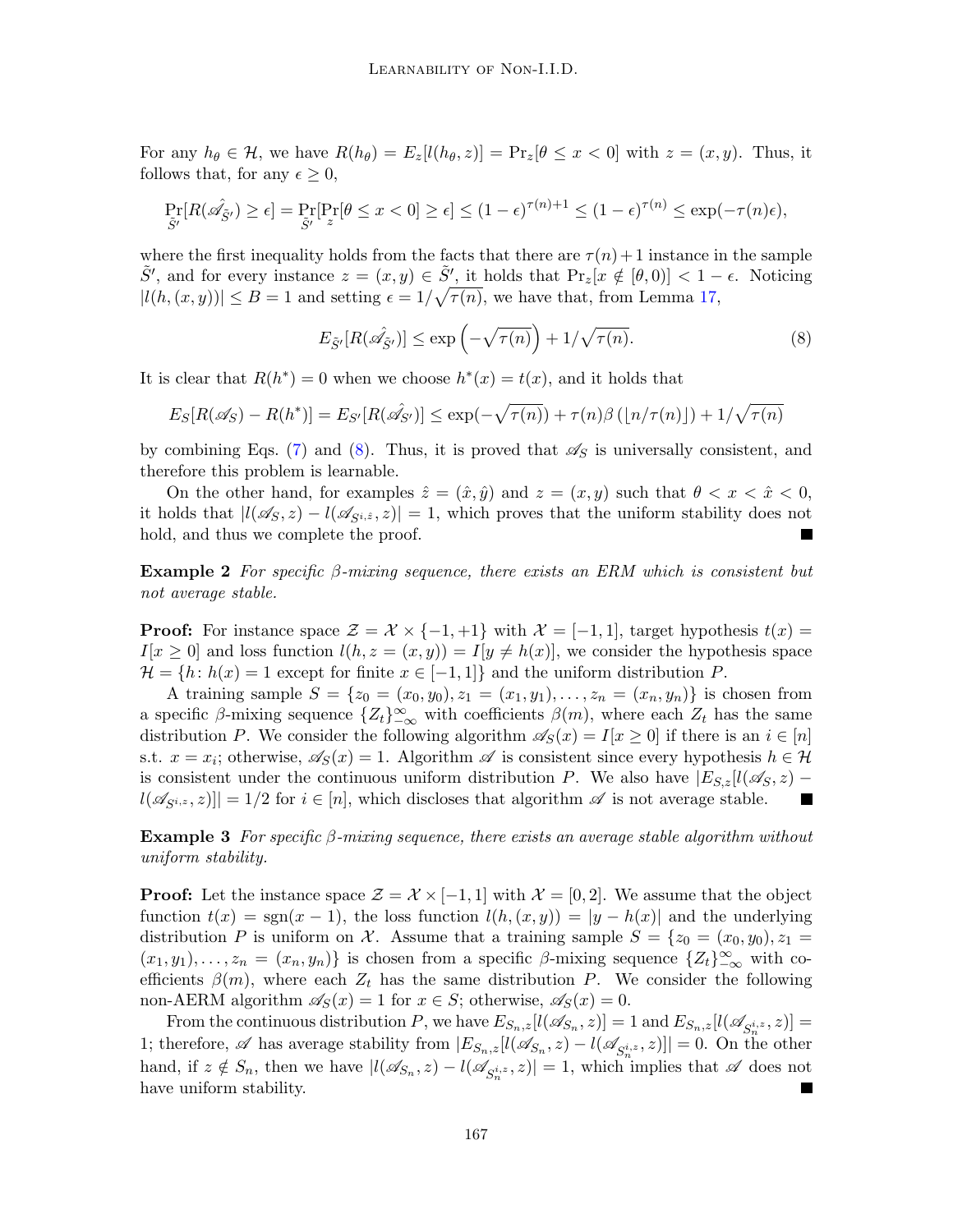For any $h_\theta \in \mathcal{H}$, we have $R(h_\theta) = E_z[l(h_\theta, z)] = \Pr_z[\theta \leq x < 0]$ with $z = (x, y)$. Thus, it follows that, for any $\epsilon \geq 0$,

$$\Pr_{\tilde{S}'}[R(\hat{\mathscr{A}}_{\tilde{S}'}) \geq \epsilon] = \Pr_{\tilde{S}'}[\Pr_z[\theta \leq x < 0] \geq \epsilon] \leq (1-\epsilon)^{\tau(n)+1} \leq (1-\epsilon)^{\tau(n)} \leq \exp(-\tau(n)\epsilon),$$

where the first inequality holds from the facts that there are $\tau(n)+1$ instance in the sample $\tilde{S}'$, and for every instance $z = (x, y) \in \tilde{S}'$, it holds that $\Pr_z[x \notin [\theta, 0)] < 1 - \epsilon$. Noticing $|l(h, (x, y))| \leq B = 1$ and setting $\epsilon = 1/\sqrt{\tau(n)}$, we have that, from Lemma 17,

$$E_{\tilde{S}'}[R(\hat{\mathscr{A}}_{\tilde{S}'})] \leq \exp\left(-\sqrt{\tau(n)}\right) + 1/\sqrt{\tau(n)}. \tag{8}$$

It is clear that $R(h^*) = 0$ when we choose $h^*(x) = t(x)$, and it holds that

$$E_S[R(\mathscr{A}_S) - R(h^*)] = E_{S'}[R(\hat{\mathscr{A}_{S'}})] \leq \exp(-\sqrt{\tau(n)}) + \tau(n)\beta\left(\lfloor n/\tau(n) \rfloor\right) + 1/\sqrt{\tau(n)}$$

by combining Eqs. (7) and (8). Thus, it is proved that $\mathscr{A}_S$ is universally consistent, and therefore this problem is learnable.

On the other hand, for examples $\hat{z} = (\hat{x}, \hat{y})$ and $z = (x, y)$ such that $\theta < x < \hat{x} < 0$, it holds that $|l(\mathscr{A}_S, z) - l(\mathscr{A}_{S^{i,\hat{z}}}, z)| = 1$, which proves that the uniform stability does not hold, and thus we complete the proof. ■

**Example 2** *For specific $\beta$-mixing sequence, there exists an ERM which is consistent but not average stable.*

**Proof:** For instance space $\mathcal{Z} = \mathcal{X} \times \{-1, +1\}$ with $\mathcal{X} = [-1, 1]$, target hypothesis $t(x) = I[x \geq 0]$ and loss function $l(h, z = (x, y)) = I[y \neq h(x)]$, we consider the hypothesis space $\mathcal{H} = \{h\colon h(x) = 1 \text{ except for finite } x \in [-1, 1]\}$ and the uniform distribution $P$.

A training sample $S = \{z_0 = (x_0, y_0), z_1 = (x_1, y_1), \ldots, z_n = (x_n, y_n)\}$ is chosen from a specific $\beta$-mixing sequence $\{Z_t\}_{-\infty}^{\infty}$ with coefficients $\beta(m)$, where each $Z_t$ has the same distribution $P$. We consider the following algorithm $\mathscr{A}_S(x) = I[x \geq 0]$ if there is an $i \in [n]$ s.t. $x = x_i$; otherwise, $\mathscr{A}_S(x) = 1$. Algorithm $\mathscr{A}$ is consistent since every hypothesis $h \in \mathcal{H}$ is consistent under the continuous uniform distribution $P$. We also have $|E_{S,z}[l(\mathscr{A}_S, z) - l(\mathscr{A}_{S^{i,z}}, z)]| = 1/2$ for $i \in [n]$, which discloses that algorithm $\mathscr{A}$ is not average stable. ■

**Example 3** *For specific $\beta$-mixing sequence, there exists an average stable algorithm without uniform stability.*

**Proof:** Let the instance space $\mathcal{Z} = \mathcal{X} \times [-1, 1]$ with $\mathcal{X} = [0, 2]$. We assume that the object function $t(x) = \mathrm{sgn}(x - 1)$, the loss function $l(h, (x, y)) = |y - h(x)|$ and the underlying distribution $P$ is uniform on $\mathcal{X}$. Assume that a training sample $S = \{z_0 = (x_0, y_0), z_1 = (x_1, y_1), \ldots, z_n = (x_n, y_n)\}$ is chosen from a specific $\beta$-mixing sequence $\{Z_t\}_{-\infty}^{\infty}$ with coefficients $\beta(m)$, where each $Z_t$ has the same distribution $P$. We consider the following non-AERM algorithm $\mathscr{A}_S(x) = 1$ for $x \in S$; otherwise, $\mathscr{A}_S(x) = 0$.

From the continuous distribution $P$, we have $E_{S_n,z}[l(\mathscr{A}_{S_n}, z)] = 1$ and $E_{S_n,z}[l(\mathscr{A}_{S_n^{i,z}}, z)] = 1$; therefore, $\mathscr{A}$ has average stability from $|E_{S_n,z}[l(\mathscr{A}_{S_n}, z) - l(\mathscr{A}_{S_n^{i,z}}, z)]| = 0$. On the other hand, if $z \notin S_n$, then we have $|l(\mathscr{A}_{S_n}, z) - l(\mathscr{A}_{S_n^{i,z}}, z)| = 1$, which implies that $\mathscr{A}$ does not have uniform stability. ■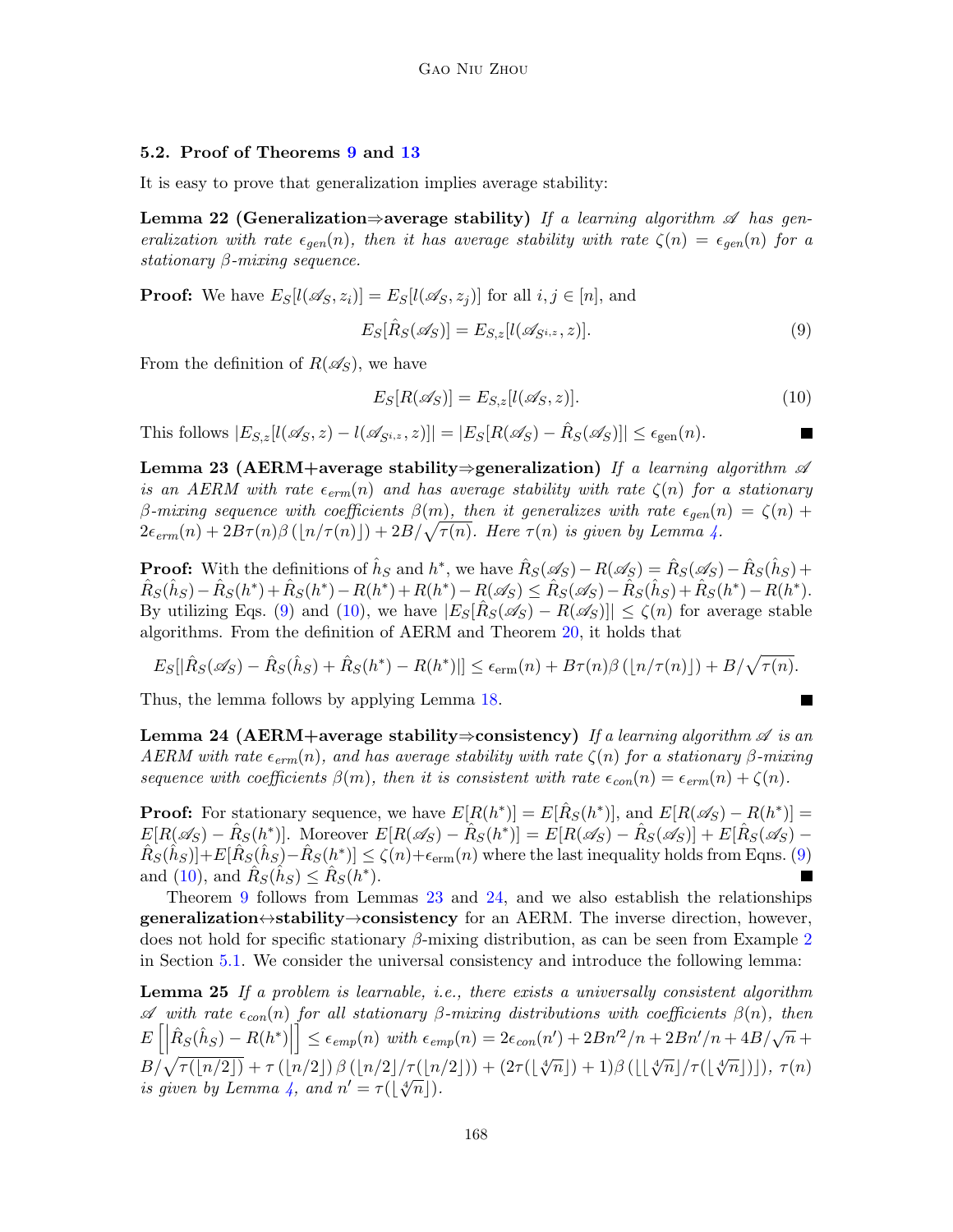### 5.2. Proof of Theorems 9 and 13

It is easy to prove that generalization implies average stability:

**Lemma 22 (Generalization⇒average stability)** *If a learning algorithm $\mathscr{A}$ has generalization with rate $\epsilon_{gen}(n)$, then it has average stability with rate $\zeta(n) = \epsilon_{gen}(n)$ for a stationary $\beta$-mixing sequence.*

**Proof:** We have $E_S[l(\mathscr{A}_S, z_i)] = E_S[l(\mathscr{A}_S, z_j)]$ for all $i, j \in [n]$, and

$$E_S[\hat{R}_S(\mathscr{A}_S)] = E_{S,z}[l(\mathscr{A}_{S^{i,z}}, z)]. \tag{9}$$

From the definition of $R(\mathscr{A}_S)$, we have

$$E_S[R(\mathscr{A}_S)] = E_{S,z}[l(\mathscr{A}_S, z)]. \tag{10}$$

This follows $|E_{S,z}[l(\mathscr{A}_S, z) - l(\mathscr{A}_{S^{i,z}}, z)]| = |E_S[R(\mathscr{A}_S) - \hat{R}_S(\mathscr{A}_S)]| \leq \epsilon_{\text{gen}}(n)$. ∎

**Lemma 23 (AERM+average stability⇒generalization)** *If a learning algorithm $\mathscr{A}$ is an AERM with rate $\epsilon_{erm}(n)$ and has average stability with rate $\zeta(n)$ for a stationary $\beta$-mixing sequence with coefficients $\beta(m)$, then it generalizes with rate $\epsilon_{gen}(n) = \zeta(n) + 2\epsilon_{erm}(n) + 2B\tau(n)\beta(\lfloor n/\tau(n) \rfloor) + 2B/\sqrt{\tau(n)}$. Here $\tau(n)$ is given by Lemma 4.*

**Proof:** With the definitions of $\hat{h}_S$ and $h^*$, we have $\hat{R}_S(\mathscr{A}_S) - R(\mathscr{A}_S) = \hat{R}_S(\mathscr{A}_S) - \hat{R}_S(\hat{h}_S) + \hat{R}_S(\hat{h}_S) - \hat{R}_S(h^*) + \hat{R}_S(h^*) - R(h^*) + R(h^*) - R(\mathscr{A}_S) \leq \hat{R}_S(\mathscr{A}_S) - \hat{R}_S(\hat{h}_S) + \hat{R}_S(h^*) - R(h^*)$. By utilizing Eqs. (9) and (10), we have $|E_S[\hat{R}_S(\mathscr{A}_S) - R(\mathscr{A}_S)]| \leq \zeta(n)$ for average stable algorithms. From the definition of AERM and Theorem 20, it holds that

$$E_S[|\hat{R}_S(\mathscr{A}_S) - \hat{R}_S(\hat{h}_S) + \hat{R}_S(h^*) - R(h^*)|] \leq \epsilon_{\text{erm}}(n) + B\tau(n)\beta(\lfloor n/\tau(n) \rfloor) + B/\sqrt{\tau(n)}.$$

Thus, the lemma follows by applying Lemma 18. ∎

**Lemma 24 (AERM+average stability⇒consistency)** *If a learning algorithm $\mathscr{A}$ is an AERM with rate $\epsilon_{erm}(n)$, and has average stability with rate $\zeta(n)$ for a stationary $\beta$-mixing sequence with coefficients $\beta(m)$, then it is consistent with rate $\epsilon_{con}(n) = \epsilon_{erm}(n) + \zeta(n)$.*

**Proof:** For stationary sequence, we have $E[R(h^*)] = E[\hat{R}_S(h^*)]$, and $E[R(\mathscr{A}_S) - R(h^*)] = E[R(\mathscr{A}_S) - \hat{R}_S(h^*)]$. Moreover $E[R(\mathscr{A}_S) - \hat{R}_S(h^*)] = E[R(\mathscr{A}_S) - \hat{R}_S(\mathscr{A}_S)] + E[\hat{R}_S(\mathscr{A}_S) - \hat{R}_S(\hat{h}_S)] + E[\hat{R}_S(\hat{h}_S) - \hat{R}_S(h^*)] \leq \zeta(n) + \epsilon_{\text{erm}}(n)$ where the last inequality holds from Eqns. (9) and (10), and $\hat{R}_S(\hat{h}_S) \leq \hat{R}_S(h^*)$. ∎

Theorem 9 follows from Lemmas 23 and 24, and we also establish the relationships **generalization↔stability→consistency** for an AERM. The inverse direction, however, does not hold for specific stationary $\beta$-mixing distribution, as can be seen from Example 2 in Section 5.1. We consider the universal consistency and introduce the following lemma:

**Lemma 25** *If a problem is learnable, i.e., there exists a universally consistent algorithm $\mathscr{A}$ with rate $\epsilon_{con}(n)$ for all stationary $\beta$-mixing distributions with coefficients $\beta(n)$, then $E\left[\left|\hat{R}_S(\hat{h}_S) - R(h^*)\right|\right] \leq \epsilon_{emp}(n)$ with $\epsilon_{emp}(n) = 2\epsilon_{con}(n') + 2Bn'^2/n + 2Bn'/n + 4B/\sqrt{n} + B/\sqrt{\tau(\lfloor n/2 \rfloor)} + \tau(\lfloor n/2 \rfloor)\beta(\lfloor n/2 \rfloor / \tau(\lfloor n/2 \rfloor)) + (2\tau(\lfloor \sqrt[4]{n} \rfloor) + 1)\beta(\lfloor \lfloor \sqrt[4]{n} \rfloor / \tau(\lfloor \sqrt[4]{n} \rfloor) \rfloor)$, $\tau(n)$ is given by Lemma 4, and $n' = \tau(\lfloor \sqrt[4]{n} \rfloor)$.*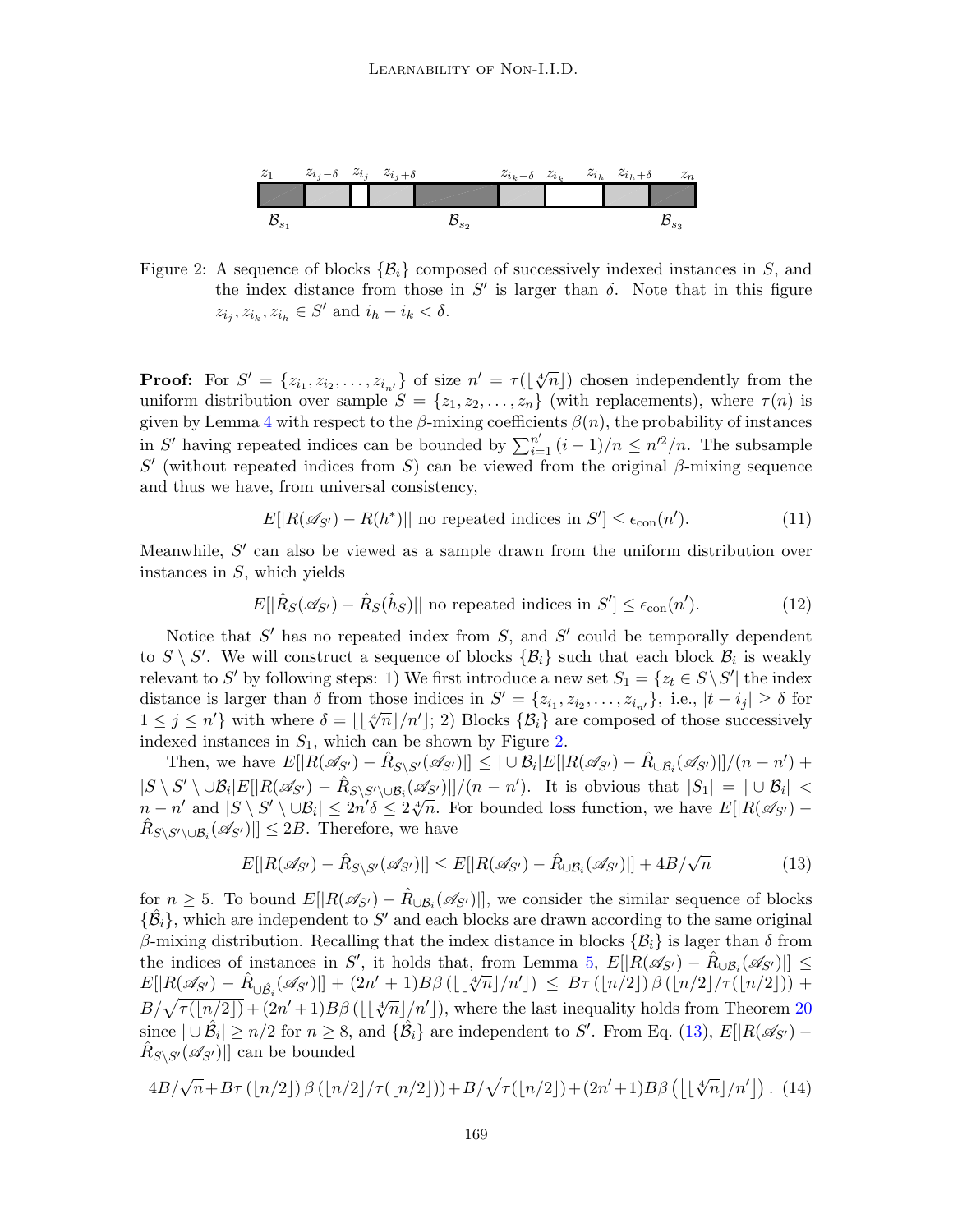Figure 2: A sequence of blocks $\{\mathcal{B}_i\}$ composed of successively indexed instances in $S$, and the index distance from those in $S'$ is larger than $\delta$. Note that in this figure $z_{i_j}, z_{i_k}, z_{i_h} \in S'$ and $i_h - i_k < \delta$.

**Proof:** For $S' = \{z_{i_1}, z_{i_2}, \ldots, z_{i_{n'}}\}$ of size $n' = \tau(\lfloor \sqrt[4]{n} \rfloor)$ chosen independently from the uniform distribution over sample $S = \{z_1, z_2, \ldots, z_n\}$ (with replacements), where $\tau(n)$ is given by Lemma 4 with respect to the $\beta$-mixing coefficients $\beta(n)$, the probability of instances in $S'$ having repeated indices can be bounded by $\sum_{i=1}^{n'} (i-1)/n \leq n'^2/n$. The subsample $S'$ (without repeated indices from $S$) can be viewed from the original $\beta$-mixing sequence and thus we have, from universal consistency,

$$E[|R(\mathscr{A}_{S'}) - R(h^*)|| \text{ no repeated indices in } S'] \leq \epsilon_{\text{con}}(n'). \tag{11}$$

Meanwhile, $S'$ can also be viewed as a sample drawn from the uniform distribution over instances in $S$, which yields

$$E[|\hat{R}_S(\mathscr{A}_{S'}) - \hat{R}_S(\hat{h}_S)|| \text{ no repeated indices in } S'] \leq \epsilon_{\text{con}}(n'). \tag{12}$$

Notice that $S'$ has no repeated index from $S$, and $S'$ could be temporally dependent to $S \setminus S'$. We will construct a sequence of blocks $\{\mathcal{B}_i\}$ such that each block $\mathcal{B}_i$ is weakly relevant to $S'$ by following steps: 1) We first introduce a new set $S_1 = \{z_t \in S \setminus S' |$ the index distance is larger than $\delta$ from those indices in $S' = \{z_{i_1}, z_{i_2}, \ldots, z_{i_{n'}}\}$, i.e., $|t - i_j| \geq \delta$ for $1 \leq j \leq n'\}$ with where $\delta = \lfloor\lfloor \sqrt[4]{n} \rfloor / n' \rfloor$; 2) Blocks $\{\mathcal{B}_i\}$ are composed of those successively indexed instances in $S_1$, which can be shown by Figure 2.

Then, we have $E[|R(\mathscr{A}_{S'}) - \hat{R}_{S \setminus S'}(\mathscr{A}_{S'})|] \leq |\cup \mathcal{B}_i| E[|R(\mathscr{A}_{S'}) - \hat{R}_{\cup \mathcal{B}_i}(\mathscr{A}_{S'})|]/(n - n') + |S \setminus S' \setminus \cup \mathcal{B}_i| E[|R(\mathscr{A}_{S'}) - \hat{R}_{S \setminus S' \setminus \cup \mathcal{B}_i}(\mathscr{A}_{S'})|]/(n - n')$. It is obvious that $|S_1| = |\cup \mathcal{B}_i| < n - n'$ and $|S \setminus S' \setminus \cup \mathcal{B}_i| \leq 2n'\delta \leq 2\sqrt[4]{n}$. For bounded loss function, we have $E[|R(\mathscr{A}_{S'}) - \hat{R}_{S \setminus S' \setminus \cup \mathcal{B}_i}(\mathscr{A}_{S'})|] \leq 2B$. Therefore, we have

$$E[|R(\mathscr{A}_{S'}) - \hat{R}_{S \setminus S'}(\mathscr{A}_{S'})|] \leq E[|R(\mathscr{A}_{S'}) - \hat{R}_{\cup \mathcal{B}_i}(\mathscr{A}_{S'})|] + 4B/\sqrt{n} \tag{13}$$

for $n \geq 5$. To bound $E[|R(\mathscr{A}_{S'}) - \hat{R}_{\cup \mathcal{B}_i}(\mathscr{A}_{S'})|]$, we consider the similar sequence of blocks $\{\hat{\mathcal{B}}_i\}$, which are independent to $S'$ and each blocks are drawn according to the same original $\beta$-mixing distribution. Recalling that the index distance in blocks $\{\mathcal{B}_i\}$ is lager than $\delta$ from the indices of instances in $S'$, it holds that, from Lemma 5, $E[|R(\mathscr{A}_{S'}) - \hat{R}_{\cup \mathcal{B}_i}(\mathscr{A}_{S'})|] \leq E[|R(\mathscr{A}_{S'}) - \hat{R}_{\cup \hat{\mathcal{B}}_i}(\mathscr{A}_{S'})|] + (2n'+1)B\beta(\lfloor\lfloor \sqrt[4]{n} \rfloor / n' \rfloor) \leq B\tau(\lfloor n/2 \rfloor)\beta(\lfloor n/2 \rfloor / \tau(\lfloor n/2 \rfloor)) + B/\sqrt{\tau(\lfloor n/2 \rfloor)} + (2n'+1)B\beta(\lfloor\lfloor \sqrt[4]{n} \rfloor / n' \rfloor)$, where the last inequality holds from Theorem 20 since $|\cup \hat{\mathcal{B}}_i| \geq n/2$ for $n \geq 8$, and $\{\hat{\mathcal{B}}_i\}$ are independent to $S'$. From Eq. (13), $E[|R(\mathscr{A}_{S'}) - \hat{R}_{S \setminus S'}(\mathscr{A}_{S'})|]$ can be bounded

$$4B/\sqrt{n} + B\tau(\lfloor n/2 \rfloor)\beta(\lfloor n/2 \rfloor / \tau(\lfloor n/2 \rfloor)) + B/\sqrt{\tau(\lfloor n/2 \rfloor)} + (2n'+1)B\beta\left(\lfloor\lfloor \sqrt[4]{n} \rfloor / n' \rfloor\right). \tag{14}$$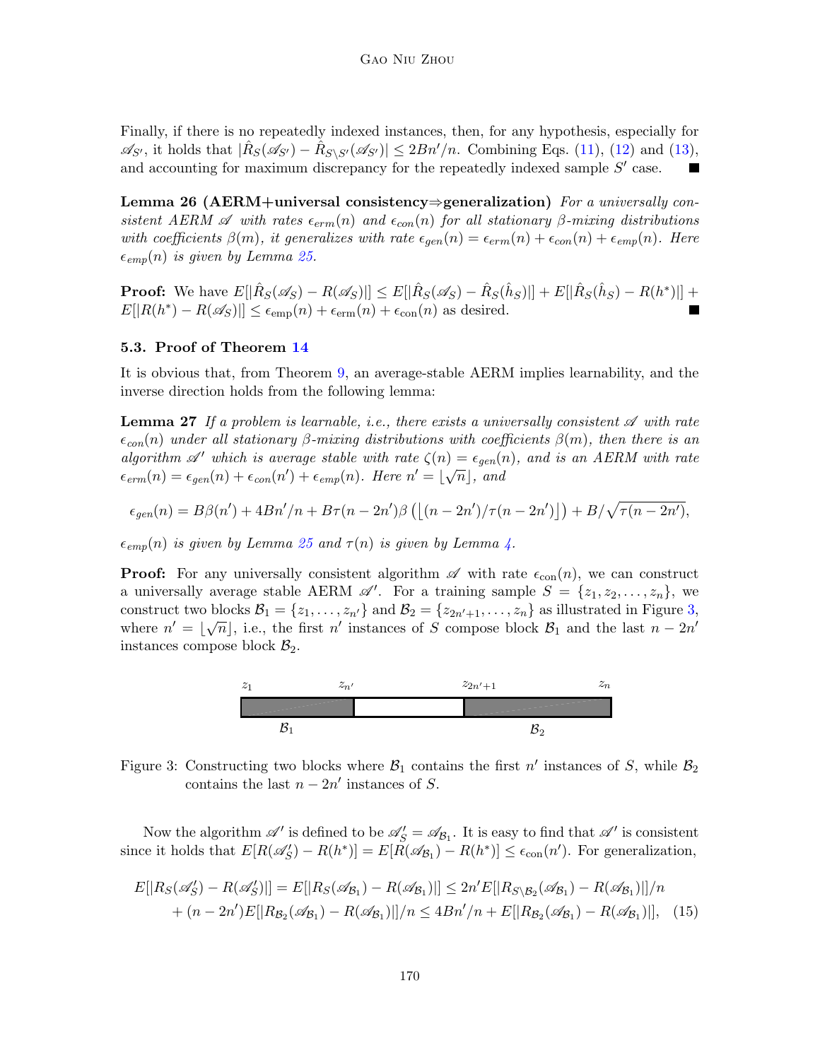Finally, if there is no repeatedly indexed instances, then, for any hypothesis, especially for $\mathscr{A}_{S'}$, it holds that $|\hat{R}_S(\mathscr{A}_{S'}) - \hat{R}_{S\setminus S'}(\mathscr{A}_{S'})| \leq 2Bn'/n$. Combining Eqs. (11), (12) and (13), and accounting for maximum discrepancy for the repeatedly indexed sample $S'$ case. ■

**Lemma 26 (AERM+universal consistency⇒generalization)** *For a universally consistent AERM $\mathscr{A}$ with rates $\epsilon_{erm}(n)$ and $\epsilon_{con}(n)$ for all stationary $\beta$-mixing distributions with coefficients $\beta(m)$, it generalizes with rate $\epsilon_{gen}(n) = \epsilon_{erm}(n) + \epsilon_{con}(n) + \epsilon_{emp}(n)$. Here $\epsilon_{emp}(n)$ is given by Lemma 25.*

**Proof:** We have $E[|\hat{R}_S(\mathscr{A}_S) - R(\mathscr{A}_S)|] \leq E[|\hat{R}_S(\mathscr{A}_S) - \hat{R}_S(\hat{h}_S)|] + E[|\hat{R}_S(\hat{h}_S) - R(h^*)|] + E[|R(h^*) - R(\mathscr{A}_S)|] \leq \epsilon_{\text{emp}}(n) + \epsilon_{\text{erm}}(n) + \epsilon_{\text{con}}(n)$ as desired. ■

### 5.3. Proof of Theorem 14

It is obvious that, from Theorem 9, an average-stable AERM implies learnability, and the inverse direction holds from the following lemma:

**Lemma 27** *If a problem is learnable, i.e., there exists a universally consistent $\mathscr{A}$ with rate $\epsilon_{con}(n)$ under all stationary $\beta$-mixing distributions with coefficients $\beta(m)$, then there is an algorithm $\mathscr{A}'$ which is average stable with rate $\zeta(n) = \epsilon_{gen}(n)$, and is an AERM with rate $\epsilon_{erm}(n) = \epsilon_{gen}(n) + \epsilon_{con}(n') + \epsilon_{emp}(n)$. Here $n' = \lfloor\sqrt{n}\rfloor$, and*

$$\epsilon_{gen}(n) = B\beta(n') + 4Bn'/n + B\tau(n-2n')\beta\left(\lfloor(n-2n')/\tau(n-2n')\rfloor\right) + B/\sqrt{\tau(n-2n')},$$

*$\epsilon_{emp}(n)$ is given by Lemma 25 and $\tau(n)$ is given by Lemma 4.*

**Proof:** For any universally consistent algorithm $\mathscr{A}$ with rate $\epsilon_{\text{con}}(n)$, we can construct a universally average stable AERM $\mathscr{A}'$. For a training sample $S = \{z_1, z_2, \ldots, z_n\}$, we construct two blocks $\mathcal{B}_1 = \{z_1, \ldots, z_{n'}\}$ and $\mathcal{B}_2 = \{z_{2n'+1}, \ldots, z_n\}$ as illustrated in Figure 3, where $n' = \lfloor\sqrt{n}\rfloor$, i.e., the first $n'$ instances of $S$ compose block $\mathcal{B}_1$ and the last $n - 2n'$ instances compose block $\mathcal{B}_2$.

Figure 3: Constructing two blocks where $\mathcal{B}_1$ contains the first $n'$ instances of $S$, while $\mathcal{B}_2$ contains the last $n - 2n'$ instances of $S$.

Now the algorithm $\mathscr{A}'$ is defined to be $\mathscr{A}'_S = \mathscr{A}_{\mathcal{B}_1}$. It is easy to find that $\mathscr{A}'$ is consistent since it holds that $E[R(\mathscr{A}'_S) - R(h^*)] = E[R(\mathscr{A}_{\mathcal{B}_1}) - R(h^*)] \leq \epsilon_{\text{con}}(n')$. For generalization,

$$E[|R_S(\mathscr{A}'_S) - R(\mathscr{A}'_S)|] = E[|R_S(\mathscr{A}_{\mathcal{B}_1}) - R(\mathscr{A}_{\mathcal{B}_1})|] \leq 2n'E[|R_{S\setminus\mathcal{B}_2}(\mathscr{A}_{\mathcal{B}_1}) - R(\mathscr{A}_{\mathcal{B}_1})|]/n$$
$$+ (n-2n')E[|R_{\mathcal{B}_2}(\mathscr{A}_{\mathcal{B}_1}) - R(\mathscr{A}_{\mathcal{B}_1})|]/n \leq 4Bn'/n + E[|R_{\mathcal{B}_2}(\mathscr{A}_{\mathcal{B}_1}) - R(\mathscr{A}_{\mathcal{B}_1})|], \quad (15)$$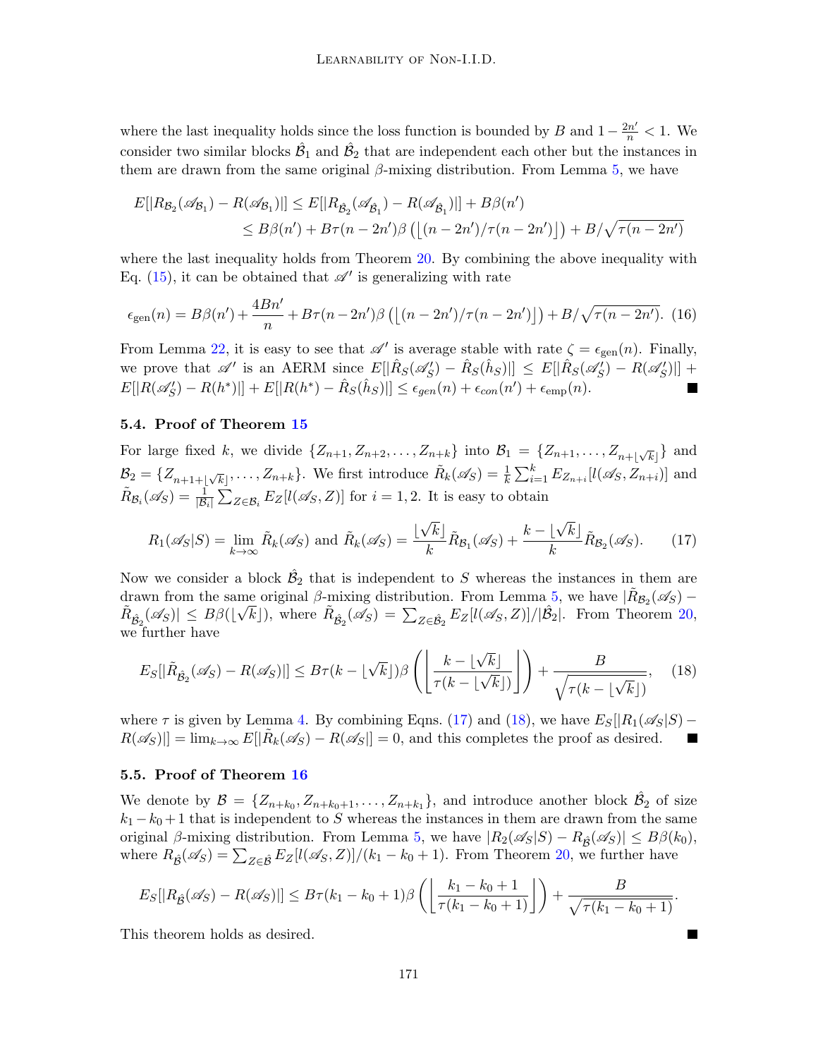where the last inequality holds since the loss function is bounded by $B$ and $1 - \frac{2n'}{n} < 1$. We consider two similar blocks $\hat{\mathcal{B}}_1$ and $\hat{\mathcal{B}}_2$ that are independent each other but the instances in them are drawn from the same original $\beta$-mixing distribution. From Lemma 5, we have

$$\begin{aligned}
E[|R_{\mathcal{B}_2}(\mathscr{A}_{\mathcal{B}_1}) - R(\mathscr{A}_{\mathcal{B}_1})|] &\leq E[|R_{\hat{\mathcal{B}}_2}(\mathscr{A}_{\hat{\mathcal{B}}_1}) - R(\mathscr{A}_{\hat{\mathcal{B}}_1})|] + B\beta(n') \\
&\leq B\beta(n') + B\tau(n-2n')\beta\left(\lfloor (n-2n')/\tau(n-2n')\rfloor\right) + B/\sqrt{\tau(n-2n')}
\end{aligned}$$

where the last inequality holds from Theorem 20. By combining the above inequality with Eq. (15), it can be obtained that $\mathscr{A}'$ is generalizing with rate

$$\epsilon_{\text{gen}}(n) = B\beta(n') + \frac{4Bn'}{n} + B\tau(n-2n')\beta\left(\lfloor (n-2n')/\tau(n-2n')\rfloor\right) + B/\sqrt{\tau(n-2n')}. \quad (16)$$

From Lemma 22, it is easy to see that $\mathscr{A}'$ is average stable with rate $\zeta = \epsilon_{\text{gen}}(n)$. Finally, we prove that $\mathscr{A}'$ is an AERM since $E[|\hat{R}_S(\mathscr{A}'_S) - \hat{R}_S(\hat{h}_S)|] \leq E[|\hat{R}_S(\mathscr{A}'_S) - R(\mathscr{A}'_S)|] + E[|R(\mathscr{A}'_S) - R(h^*)|] + E[|R(h^*) - \hat{R}_S(\hat{h}_S)|] \leq \epsilon_{gen}(n) + \epsilon_{con}(n') + \epsilon_{\text{emp}}(n)$. ∎

### 5.4. Proof of Theorem 15

For large fixed $k$, we divide $\{Z_{n+1}, Z_{n+2}, \ldots, Z_{n+k}\}$ into $\mathcal{B}_1 = \{Z_{n+1}, \ldots, Z_{n+\lfloor\sqrt{k}\rfloor}\}$ and $\mathcal{B}_2 = \{Z_{n+1+\lfloor\sqrt{k}\rfloor}, \ldots, Z_{n+k}\}$. We first introduce $\tilde{R}_k(\mathscr{A}_S) = \frac{1}{k}\sum_{i=1}^{k} E_{Z_{n+i}}[l(\mathscr{A}_S, Z_{n+i})]$ and $\tilde{R}_{\mathcal{B}_i}(\mathscr{A}_S) = \frac{1}{|\mathcal{B}_i|}\sum_{Z\in\mathcal{B}_i} E_Z[l(\mathscr{A}_S, Z)]$ for $i = 1, 2$. It is easy to obtain

$$R_1(\mathscr{A}_S|S) = \lim_{k\to\infty} \tilde{R}_k(\mathscr{A}_S) \text{ and } \tilde{R}_k(\mathscr{A}_S) = \frac{\lfloor\sqrt{k}\rfloor}{k}\tilde{R}_{\mathcal{B}_1}(\mathscr{A}_S) + \frac{k-\lfloor\sqrt{k}\rfloor}{k}\tilde{R}_{\mathcal{B}_2}(\mathscr{A}_S). \quad (17)$$

Now we consider a block $\hat{\mathcal{B}}_2$ that is independent to $S$ whereas the instances in them are drawn from the same original $\beta$-mixing distribution. From Lemma 5, we have $|\tilde{R}_{\mathcal{B}_2}(\mathscr{A}_S) - \tilde{R}_{\hat{\mathcal{B}}_2}(\mathscr{A}_S)| \leq B\beta(\lfloor\sqrt{k}\rfloor)$, where $\tilde{R}_{\hat{\mathcal{B}}_2}(\mathscr{A}_S) = \sum_{Z\in\hat{\mathcal{B}}_2} E_Z[l(\mathscr{A}_S, Z)]/|\hat{\mathcal{B}}_2|$. From Theorem 20, we further have

$$E_S[|\tilde{R}_{\hat{\mathcal{B}}_2}(\mathscr{A}_S) - R(\mathscr{A}_S)|] \leq B\tau(k-\lfloor\sqrt{k}\rfloor)\beta\left(\left\lfloor\frac{k-\lfloor\sqrt{k}\rfloor}{\tau(k-\lfloor\sqrt{k}\rfloor)}\right\rfloor\right) + \frac{B}{\sqrt{\tau(k-\lfloor\sqrt{k}\rfloor)}}, \quad (18)$$

where $\tau$ is given by Lemma 4. By combining Eqns. (17) and (18), we have $E_S[|R_1(\mathscr{A}_S|S) - R(\mathscr{A}_S)|] = \lim_{k\to\infty} E[|\tilde{R}_k(\mathscr{A}_S) - R(\mathscr{A}_S|] = 0$, and this completes the proof as desired. ∎

### 5.5. Proof of Theorem 16

We denote by $\mathcal{B} = \{Z_{n+k_0}, Z_{n+k_0+1}, \ldots, Z_{n+k_1}\}$, and introduce another block $\hat{\mathcal{B}}_2$ of size $k_1 - k_0 + 1$ that is independent to $S$ whereas the instances in them are drawn from the same original $\beta$-mixing distribution. From Lemma 5, we have $|R_2(\mathscr{A}_S|S) - R_{\hat{\mathcal{B}}}(\mathscr{A}_S)| \leq B\beta(k_0)$, where $R_{\hat{\mathcal{B}}}(\mathscr{A}_S) = \sum_{Z\in\hat{\mathcal{B}}} E_Z[l(\mathscr{A}_S, Z)]/(k_1 - k_0 + 1)$. From Theorem 20, we further have

$$E_S[|R_{\hat{\mathcal{B}}}(\mathscr{A}_S) - R(\mathscr{A}_S)|] \leq B\tau(k_1-k_0+1)\beta\left(\left\lfloor\frac{k_1-k_0+1}{\tau(k_1-k_0+1)}\right\rfloor\right) + \frac{B}{\sqrt{\tau(k_1-k_0+1)}}.$$

This theorem holds as desired. ∎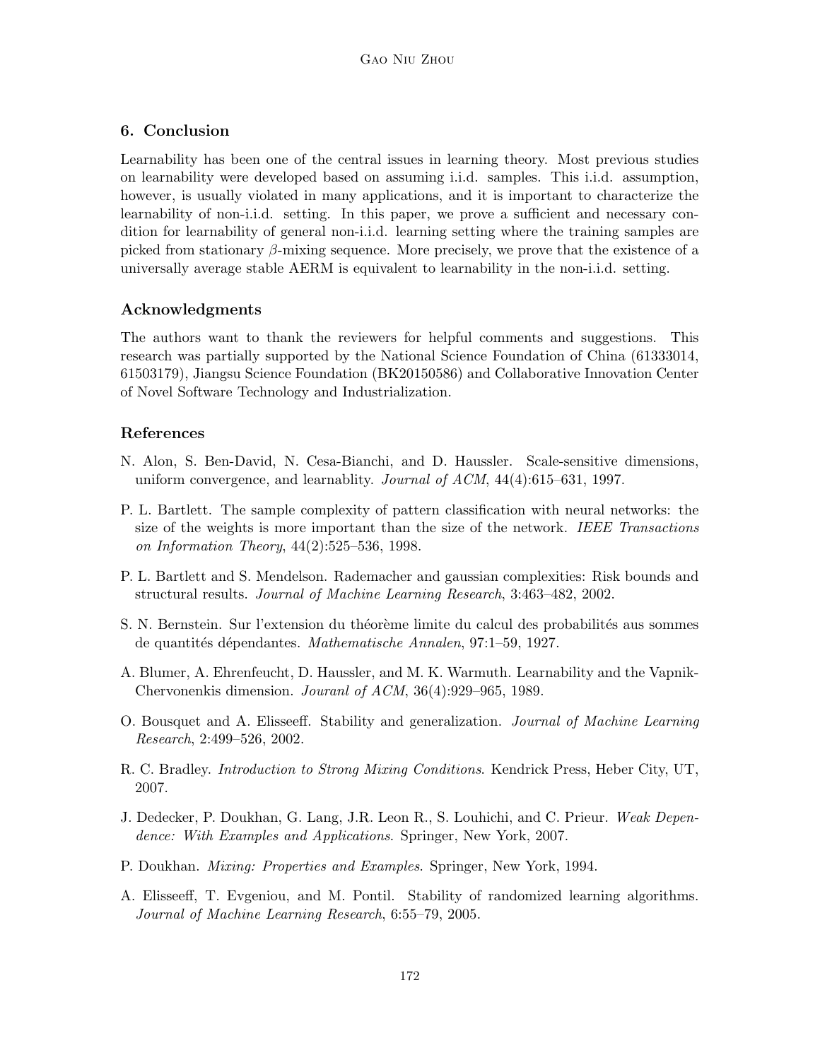## 6. Conclusion

Learnability has been one of the central issues in learning theory. Most previous studies on learnability were developed based on assuming i.i.d. samples. This i.i.d. assumption, however, is usually violated in many applications, and it is important to characterize the learnability of non-i.i.d. setting. In this paper, we prove a sufficient and necessary condition for learnability of general non-i.i.d. learning setting where the training samples are picked from stationary $\beta$-mixing sequence. More precisely, we prove that the existence of a universally average stable AERM is equivalent to learnability in the non-i.i.d. setting.

## Acknowledgments

The authors want to thank the reviewers for helpful comments and suggestions. This research was partially supported by the National Science Foundation of China (61333014, 61503179), Jiangsu Science Foundation (BK20150586) and Collaborative Innovation Center of Novel Software Technology and Industrialization.

## References

N. Alon, S. Ben-David, N. Cesa-Bianchi, and D. Haussler. Scale-sensitive dimensions, uniform convergence, and learnablity. *Journal of ACM*, 44(4):615–631, 1997.

P. L. Bartlett. The sample complexity of pattern classification with neural networks: the size of the weights is more important than the size of the network. *IEEE Transactions on Information Theory*, 44(2):525–536, 1998.

P. L. Bartlett and S. Mendelson. Rademacher and gaussian complexities: Risk bounds and structural results. *Journal of Machine Learning Research*, 3:463–482, 2002.

S. N. Bernstein. Sur l'extension du théorème limite du calcul des probabilités aus sommes de quantités dépendantes. *Mathematische Annalen*, 97:1–59, 1927.

A. Blumer, A. Ehrenfeucht, D. Haussler, and M. K. Warmuth. Learnability and the Vapnik-Chervonenkis dimension. *Jouranl of ACM*, 36(4):929–965, 1989.

O. Bousquet and A. Elisseeff. Stability and generalization. *Journal of Machine Learning Research*, 2:499–526, 2002.

R. C. Bradley. *Introduction to Strong Mixing Conditions*. Kendrick Press, Heber City, UT, 2007.

J. Dedecker, P. Doukhan, G. Lang, J.R. Leon R., S. Louhichi, and C. Prieur. *Weak Dependence: With Examples and Applications*. Springer, New York, 2007.

P. Doukhan. *Mixing: Properties and Examples*. Springer, New York, 1994.

A. Elisseeff, T. Evgeniou, and M. Pontil. Stability of randomized learning algorithms. *Journal of Machine Learning Research*, 6:55–79, 2005.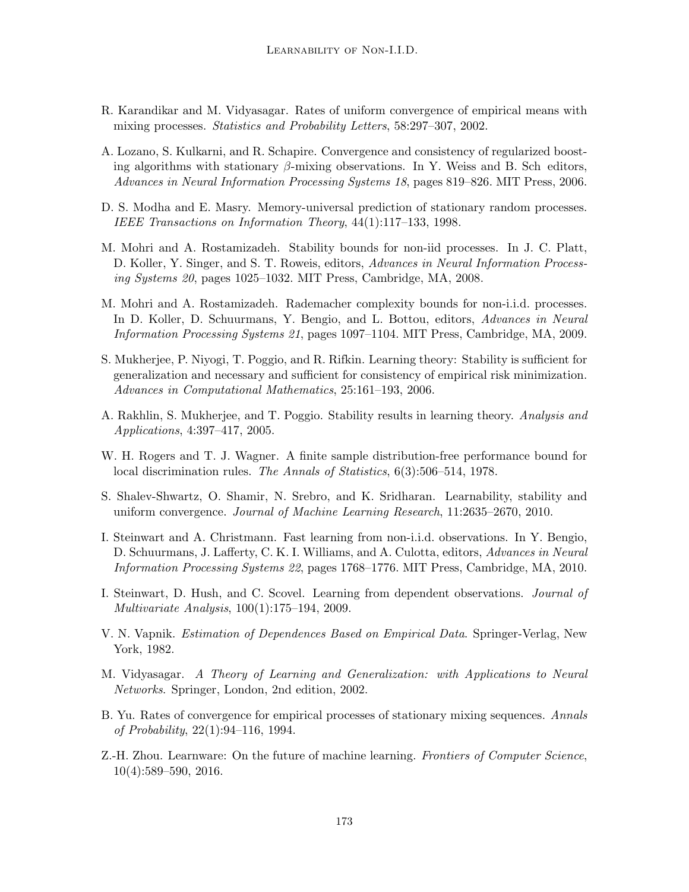R. Karandikar and M. Vidyasagar. Rates of uniform convergence of empirical means with mixing processes. *Statistics and Probability Letters*, 58:297–307, 2002.

A. Lozano, S. Kulkarni, and R. Schapire. Convergence and consistency of regularized boosting algorithms with stationary $\beta$-mixing observations. In Y. Weiss and B. Sch editors, *Advances in Neural Information Processing Systems 18*, pages 819–826. MIT Press, 2006.

D. S. Modha and E. Masry. Memory-universal prediction of stationary random processes. *IEEE Transactions on Information Theory*, 44(1):117–133, 1998.

M. Mohri and A. Rostamizadeh. Stability bounds for non-iid processes. In J. C. Platt, D. Koller, Y. Singer, and S. T. Roweis, editors, *Advances in Neural Information Processing Systems 20*, pages 1025–1032. MIT Press, Cambridge, MA, 2008.

M. Mohri and A. Rostamizadeh. Rademacher complexity bounds for non-i.i.d. processes. In D. Koller, D. Schuurmans, Y. Bengio, and L. Bottou, editors, *Advances in Neural Information Processing Systems 21*, pages 1097–1104. MIT Press, Cambridge, MA, 2009.

S. Mukherjee, P. Niyogi, T. Poggio, and R. Rifkin. Learning theory: Stability is sufficient for generalization and necessary and sufficient for consistency of empirical risk minimization. *Advances in Computational Mathematics*, 25:161–193, 2006.

A. Rakhlin, S. Mukherjee, and T. Poggio. Stability results in learning theory. *Analysis and Applications*, 4:397–417, 2005.

W. H. Rogers and T. J. Wagner. A finite sample distribution-free performance bound for local discrimination rules. *The Annals of Statistics*, 6(3):506–514, 1978.

S. Shalev-Shwartz, O. Shamir, N. Srebro, and K. Sridharan. Learnability, stability and uniform convergence. *Journal of Machine Learning Research*, 11:2635–2670, 2010.

I. Steinwart and A. Christmann. Fast learning from non-i.i.d. observations. In Y. Bengio, D. Schuurmans, J. Lafferty, C. K. I. Williams, and A. Culotta, editors, *Advances in Neural Information Processing Systems 22*, pages 1768–1776. MIT Press, Cambridge, MA, 2010.

I. Steinwart, D. Hush, and C. Scovel. Learning from dependent observations. *Journal of Multivariate Analysis*, 100(1):175–194, 2009.

V. N. Vapnik. *Estimation of Dependences Based on Empirical Data*. Springer-Verlag, New York, 1982.

M. Vidyasagar. *A Theory of Learning and Generalization: with Applications to Neural Networks*. Springer, London, 2nd edition, 2002.

B. Yu. Rates of convergence for empirical processes of stationary mixing sequences. *Annals of Probability*, 22(1):94–116, 1994.

Z.-H. Zhou. Learnware: On the future of machine learning. *Frontiers of Computer Science*, 10(4):589–590, 2016.